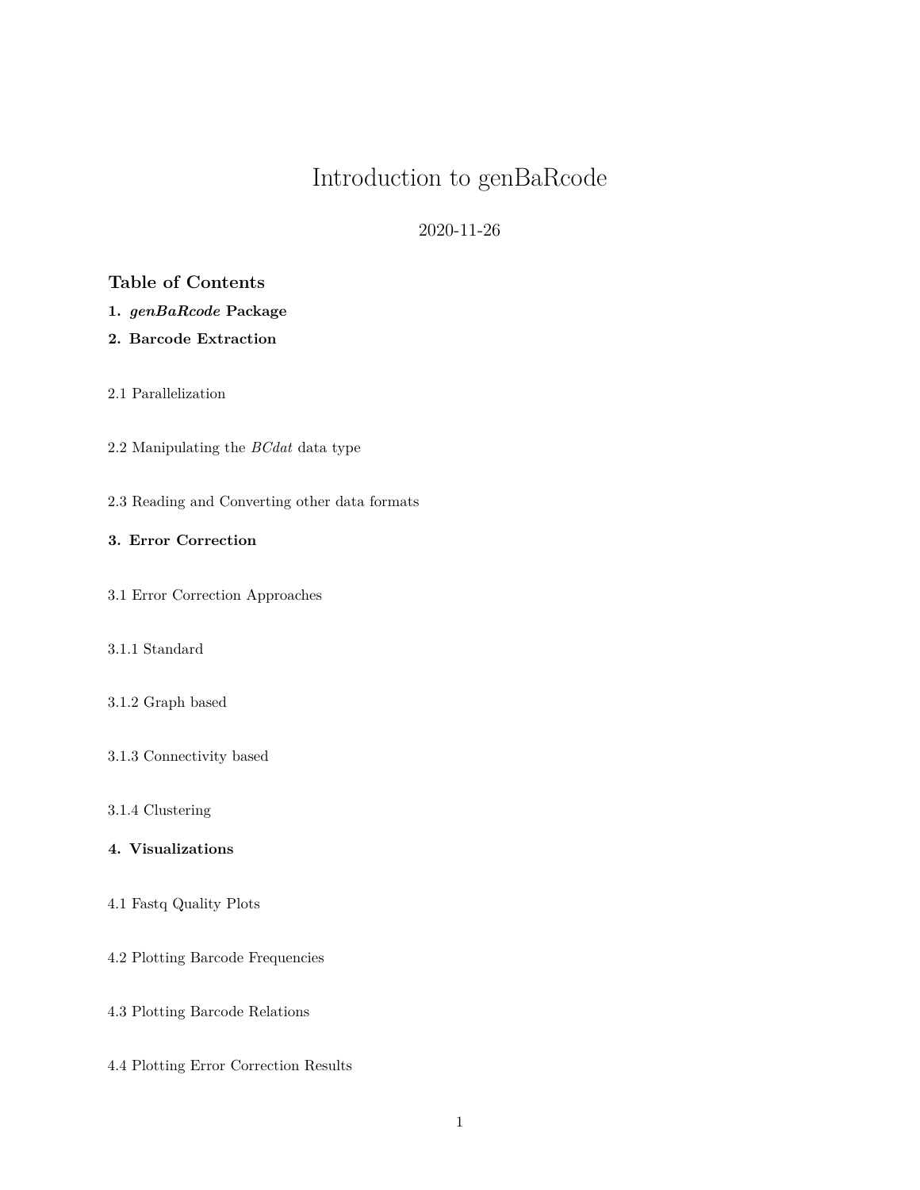# Introduction to genBaRcode

2020-11-26

### Table of Contents

**1.** ***genBaRcode*** **Package**

**2. Barcode Extraction**

2.1 Parallelization

2.2 Manipulating the *BCdat* data type

2.3 Reading and Converting other data formats

**3. Error Correction**

3.1 Error Correction Approaches

3.1.1 Standard

3.1.2 Graph based

3.1.3 Connectivity based

3.1.4 Clustering

**4. Visualizations**

4.1 Fastq Quality Plots

4.2 Plotting Barcode Frequencies

4.3 Plotting Barcode Relations

4.4 Plotting Error Correction Results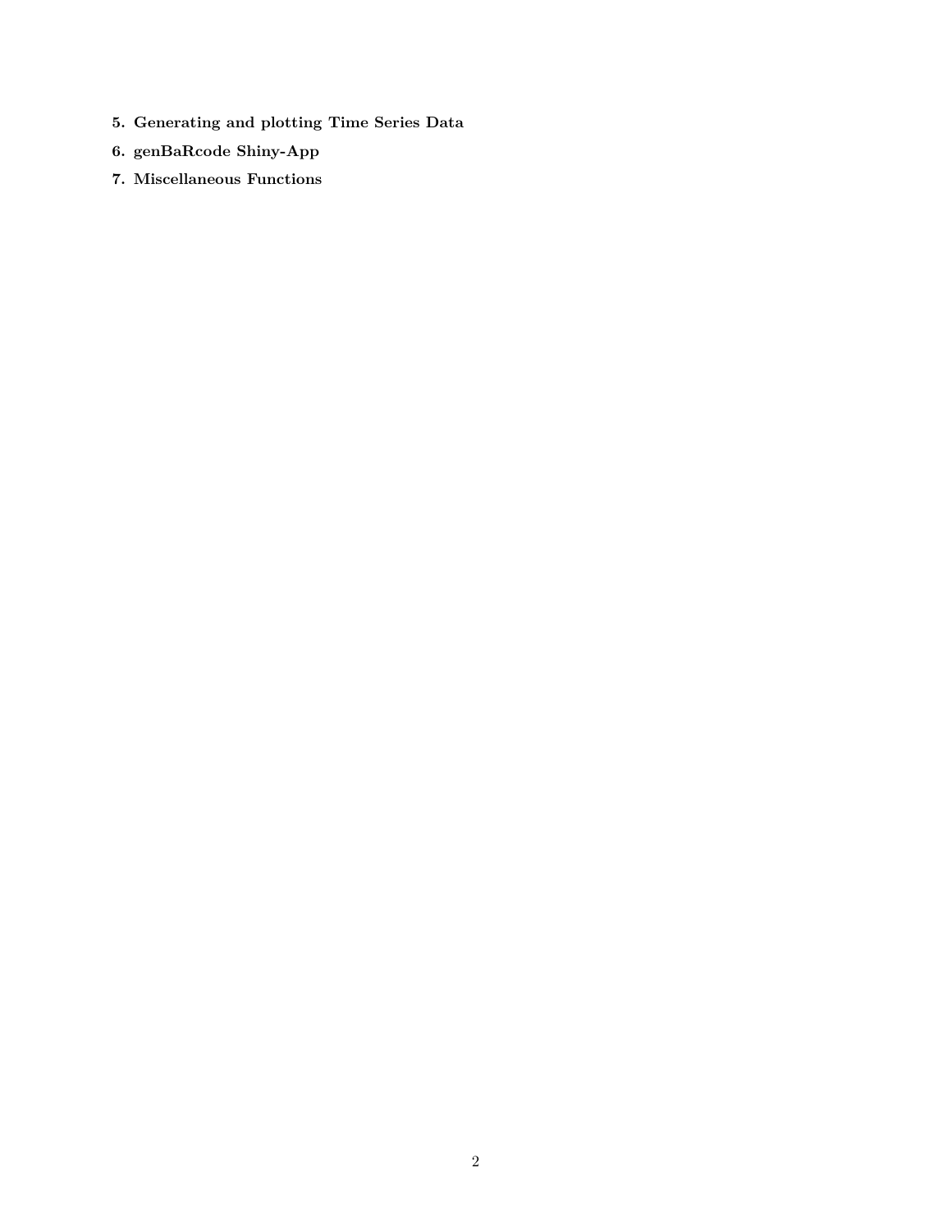5. **Generating and plotting Time Series Data**
6. **genBaRcode Shiny-App**
7. **Miscellaneous Functions**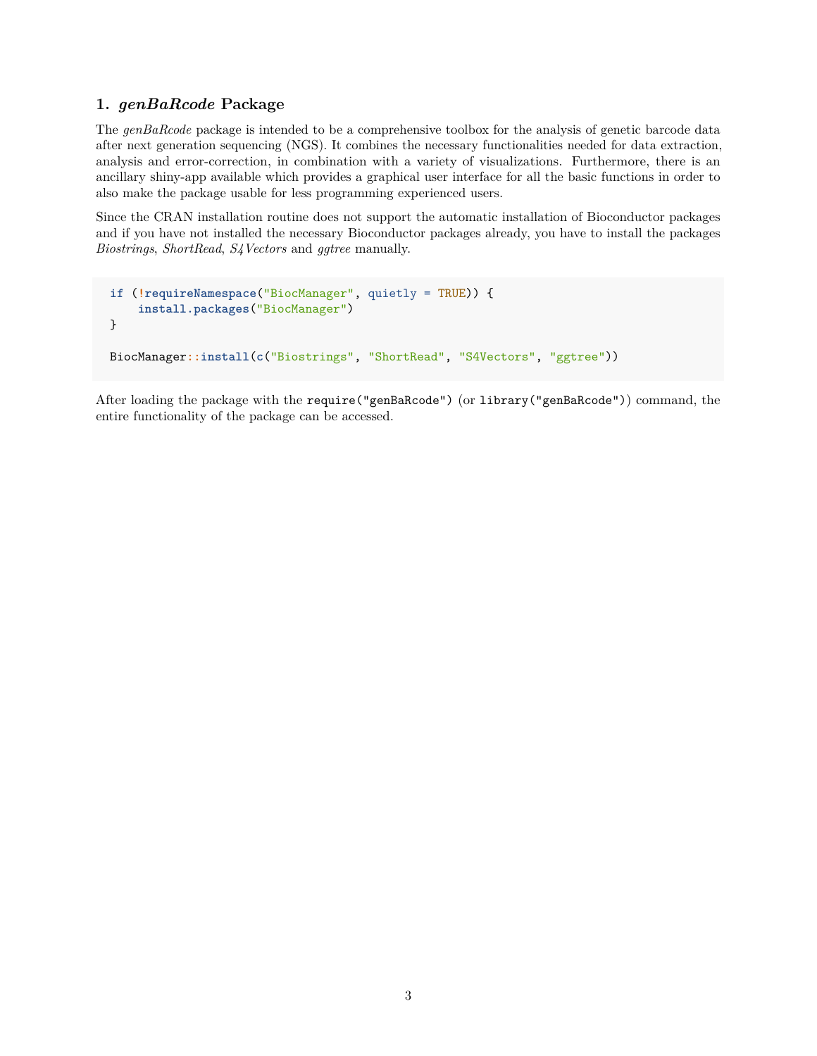## 1. *genBaRcode* Package

The *genBaRcode* package is intended to be a comprehensive toolbox for the analysis of genetic barcode data after next generation sequencing (NGS). It combines the necessary functionalities needed for data extraction, analysis and error-correction, in combination with a variety of visualizations. Furthermore, there is an ancillary shiny-app available which provides a graphical user interface for all the basic functions in order to also make the package usable for less programming experienced users.

Since the CRAN installation routine does not support the automatic installation of Bioconductor packages and if you have not installed the necessary Bioconductor packages already, you have to install the packages *Biostrings*, *ShortRead*, *S4Vectors* and *ggtree* manually.

```r
if (!requireNamespace("BiocManager", quietly = TRUE)) {
    install.packages("BiocManager")
}

BiocManager::install(c("Biostrings", "ShortRead", "S4Vectors", "ggtree"))
```

After loading the package with the `require("genBaRcode")` (or `library("genBaRcode")`) command, the entire functionality of the package can be accessed.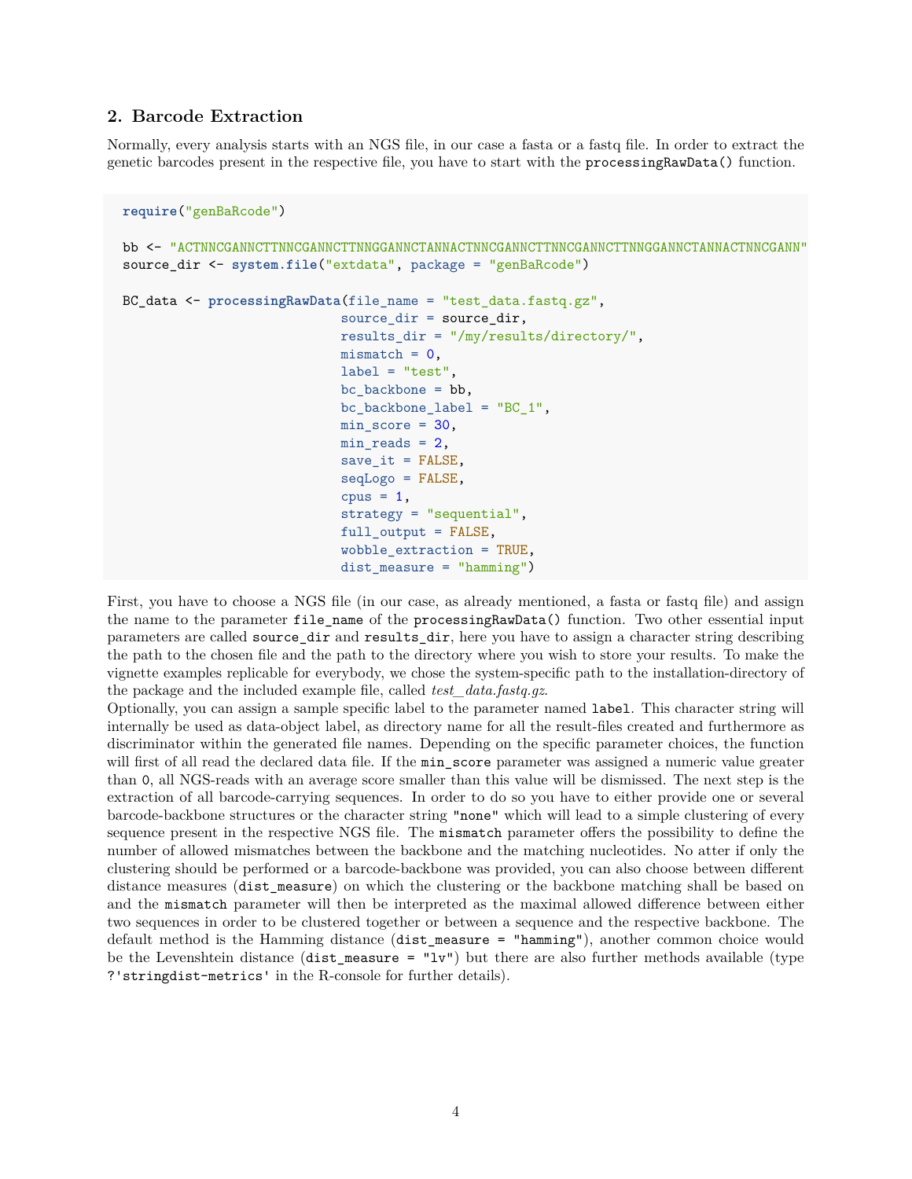## 2. Barcode Extraction

Normally, every analysis starts with an NGS file, in our case a fasta or a fastq file. In order to extract the genetic barcodes present in the respective file, you have to start with the `processingRawData()` function.

```
require("genBaRcode")

bb <- "ACTNNCGANNCTTNNCGANNCTTNNGGANNCTANNACTNNCGANNCTTNNCGANNCTTNNGGANNCTANNACTNNCGANN"
source_dir <- system.file("extdata", package = "genBaRcode")

BC_data <- processingRawData(file_name = "test_data.fastq.gz",
                             source_dir = source_dir,
                             results_dir = "/my/results/directory/",
                             mismatch = 0,
                             label = "test",
                             bc_backbone = bb,
                             bc_backbone_label = "BC_1",
                             min_score = 30,
                             min_reads = 2,
                             save_it = FALSE,
                             seqLogo = FALSE,
                             cpus = 1,
                             strategy = "sequential",
                             full_output = FALSE,
                             wobble_extraction = TRUE,
                             dist_measure = "hamming")
```

First, you have to choose a NGS file (in our case, as already mentioned, a fasta or fastq file) and assign the name to the parameter `file_name` of the `processingRawData()` function. Two other essential input parameters are called `source_dir` and `results_dir`, here you have to assign a character string describing the path to the chosen file and the path to the directory where you wish to store your results. To make the vignette examples replicable for everybody, we chose the system-specific path to the installation-directory of the package and the included example file, called *test_data.fastq.gz*.
Optionally, you can assign a sample specific label to the parameter named `label`. This character string will internally be used as data-object label, as directory name for all the result-files created and furthermore as discriminator within the generated file names. Depending on the specific parameter choices, the function will first of all read the declared data file. If the `min_score` parameter was assigned a numeric value greater than `0`, all NGS-reads with an average score smaller than this value will be dismissed. The next step is the extraction of all barcode-carrying sequences. In order to do so you have to either provide one or several barcode-backbone structures or the character string `"none"` which will lead to a simple clustering of every sequence present in the respective NGS file. The `mismatch` parameter offers the possibility to define the number of allowed mismatches between the backbone and the matching nucleotides. No atter if only the clustering should be performed or a barcode-backbone was provided, you can also choose between different distance measures (`dist_measure`) on which the clustering or the backbone matching shall be based on and the `mismatch` parameter will then be interpreted as the maximal allowed difference between either two sequences in order to be clustered together or between a sequence and the respective backbone. The default method is the Hamming distance (`dist_measure = "hamming"`), another common choice would be the Levenshtein distance (`dist_measure = "lv"`) but there are also further methods available (type `?'stringdist-metrics'` in the R-console for further details).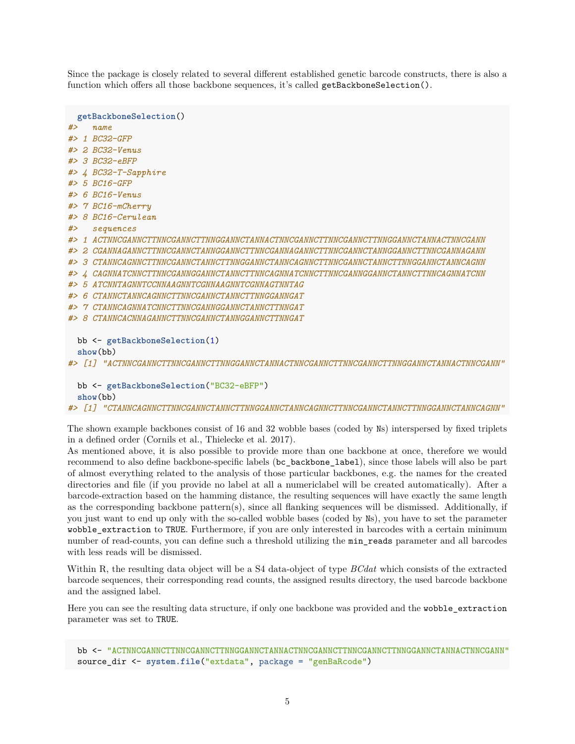Since the package is closely related to several different established genetic barcode constructs, there is also a function which offers all those backbone sequences, it's called `getBackboneSelection()`.

```
getBackboneSelection()
#>   name
#> 1 BC32-GFP
#> 2 BC32-Venus
#> 3 BC32-eBFP
#> 4 BC32-T-Sapphire
#> 5 BC16-GFP
#> 6 BC16-Venus
#> 7 BC16-mCherry
#> 8 BC16-Cerulean
#>   sequences
#> 1 ACTNNCGANNCTTNNCGANNCTTNNGGANNCTANNACTNNCGANNCTTNNCGANNCTTNNGGANNCTANNACTNNCGANN
#> 2 CGANNAGANNCTTNNCGANNCTANNGGANNCTTNNCGANNAGANNCTTNNCGANNCTANNGGANNCTTNNCGANNAGANN
#> 3 CTANNCAGNNCTTNNCGANNCTANNCTTNNGGANNCTANNCAGNNCTTNNCGANNCTANNCTTNNGGANNCTANNCAGNN
#> 4 CAGNNATCNNCTTNNCGANNGGANNCTANNCTTNNCAGNNATCNNCTTNNCGANNGGANNCTANNCTTNNCAGNNATCNN
#> 5 ATCNNTAGNNTCCNNAAGNNTCGNNAAGNNTCGNNAGTNNTAG
#> 6 CTANNCTANNCAGNNCTTNNCGANNCTANNCTTNNGGANNGAT
#> 7 CTANNCAGNNATCNNCTTNNCGANNGGANNCTANNCTTNNGAT
#> 8 CTANNCACNNAGANNCTTNNCGANNCTANNGGANNCTTNNGAT

bb <- getBackboneSelection(1)
show(bb)
#> [1] "ACTNNCGANNCTTNNCGANNCTTNNGGANNCTANNACTNNCGANNCTTNNCGANNCTTNNGGANNCTANNACTNNCGANN"

bb <- getBackboneSelection("BC32-eBFP")
show(bb)
#> [1] "CTANNCAGNNCTTNNCGANNCTANNCTTNNGGANNCTANNCAGNNCTTNNCGANNCTANNCTTNNGGANNCTANNCAGNN"
```

The shown example backbones consist of 16 and 32 wobble bases (coded by `N`s) interspersed by fixed triplets in a defined order (Cornils et al., Thielecke et al. 2017).
As mentioned above, it is also possible to provide more than one backbone at once, therefore we would recommend to also define backbone-specific labels (`bc_backbone_label`), since those labels will also be part of almost everything related to the analysis of those particular backbones, e.g. the names for the created directories and file (if you provide no label at all a numericlabel will be created automatically). After a barcode-extraction based on the hamming distance, the resulting sequences will have exactly the same length as the corresponding backbone pattern(s), since all flanking sequences will be dismissed. Additionally, if you just want to end up only with the so-called wobble bases (coded by `N`s), you have to set the parameter `wobble_extraction` to `TRUE`. Furthermore, if you are only interested in barcodes with a certain minimum number of read-counts, you can define such a threshold utilizing the `min_reads` parameter and all barcodes with less reads will be dismissed.

Within R, the resulting data object will be a S4 data-object of type *BCdat* which consists of the extracted barcode sequences, their corresponding read counts, the assigned results directory, the used barcode backbone and the assigned label.

Here you can see the resulting data structure, if only one backbone was provided and the `wobble_extraction` parameter was set to `TRUE`.

```
bb <- "ACTNNCGANNCTTNNCGANNCTTNNGGANNCTANNACTNNCGANNCTTNNCGANNCTTNNGGANNCTANNACTNNCGANN"
source_dir <- system.file("extdata", package = "genBaRcode")
```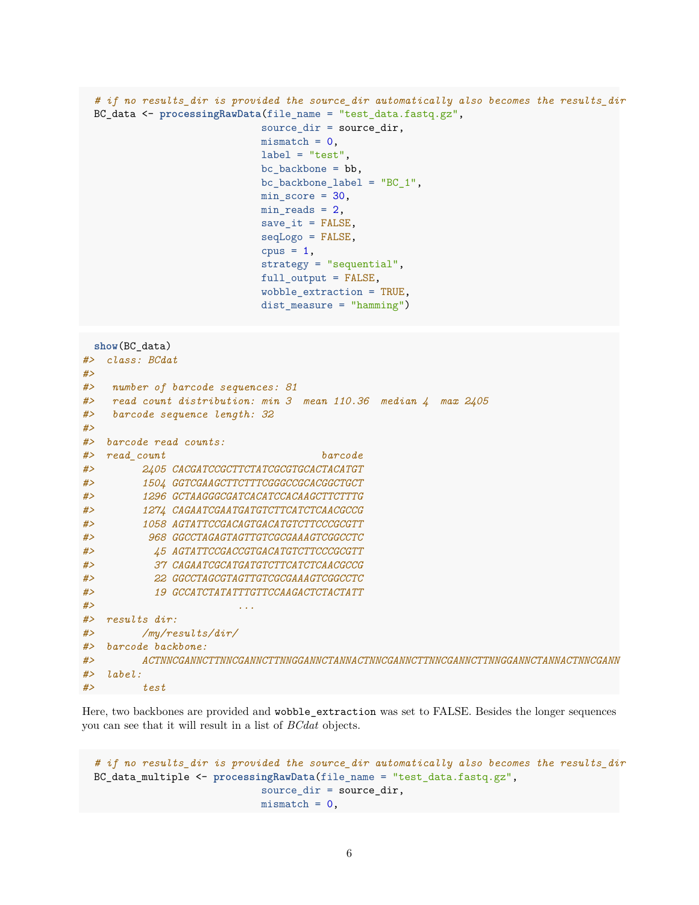```r
# if no results_dir is provided the source_dir automatically also becomes the results_dir
BC_data <- processingRawData(file_name = "test_data.fastq.gz",
                             source_dir = source_dir,
                             mismatch = 0,
                             label = "test",
                             bc_backbone = bb,
                             bc_backbone_label = "BC_1",
                             min_score = 30,
                             min_reads = 2,
                             save_it = FALSE,
                             seqLogo = FALSE,
                             cpus = 1,
                             strategy = "sequential",
                             full_output = FALSE,
                             wobble_extraction = TRUE,
                             dist_measure = "hamming")
```

```r
show(BC_data)
#>  class: BCdat
#>
#>   number of barcode sequences: 81
#>   read count distribution: min 3  mean 110.36  median 4  max 2405
#>   barcode sequence length: 32
#>
#>  barcode read counts:
#>  read_count                          barcode
#>        2405 CACGATCCGCTTCTATCGCGTGCACTACATGT
#>        1504 GGTCGAAGCTTCTTTCGGGCCGCACGGCTGCT
#>        1296 GCTAAGGGCGATCACATCCACAAGCTTCTTTG
#>        1274 CAGAATCGAATGATGTCTTCATCTCAACGCCG
#>        1058 AGTATTCCGACAGTGACATGTCTTCCCGCGTT
#>         968 GGCCTAGAGTAGTTGTCGCGAAAGTCGGCCTC
#>          45 AGTATTCCGACCGTGACATGTCTTCCCGCGTT
#>          37 CAGAATCGCATGATGTCTTCATCTCAACGCCG
#>          22 GGCCTAGCGTAGTTGTCGCGAAAGTCGGCCTC
#>          19 GCCATCTATATTTGTTCCAAGACTCTACTATT
#>                        ...
#>  results dir:
#>        /my/results/dir/
#>  barcode backbone:
#>        ACTNNCGANNCTTNNCGANNCTTNNGGANNCTANNACTNNCGANNCTTNNCGANNCTTNNGGANNCTANNACTNNCGANN
#>  label:
#>        test
```

Here, two backbones are provided and `wobble_extraction` was set to FALSE. Besides the longer sequences you can see that it will result in a list of *BCdat* objects.

```r
# if no results_dir is provided the source_dir automatically also becomes the results_dir
BC_data_multiple <- processingRawData(file_name = "test_data.fastq.gz",
                             source_dir = source_dir,
                             mismatch = 0,
```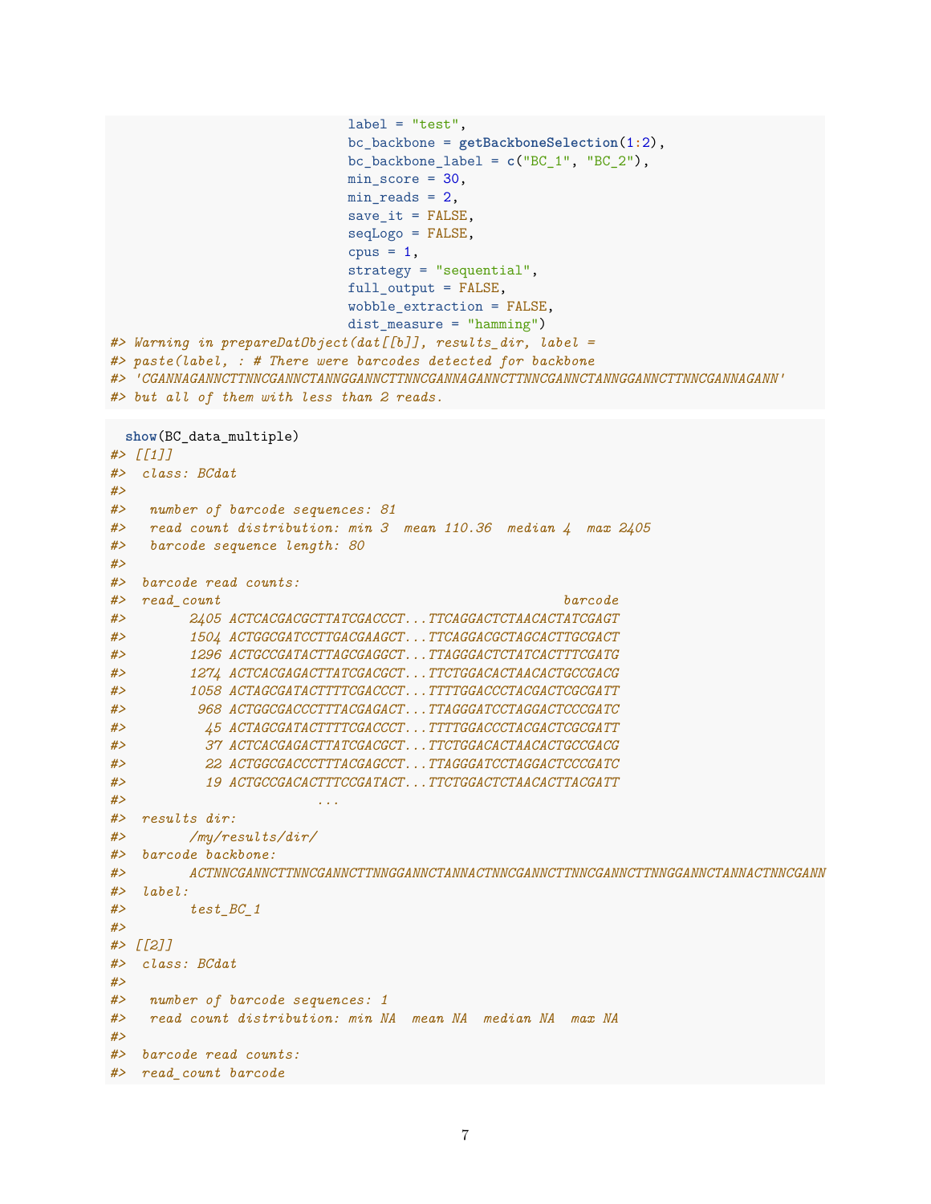```r
                              label = "test",
                              bc_backbone = getBackboneSelection(1:2),
                              bc_backbone_label = c("BC_1", "BC_2"),
                              min_score = 30,
                              min_reads = 2,
                              save_it = FALSE,
                              seqLogo = FALSE,
                              cpus = 1,
                              strategy = "sequential",
                              full_output = FALSE,
                              wobble_extraction = FALSE,
                              dist_measure = "hamming")
#> Warning in prepareDatObject(dat[[b]], results_dir, label =
#> paste(label, : # There were barcodes detected for backbone
#> 'CGANNAGANNCTTNNCGANNCTANNGGANNCTTNNCGANNAGANNCTTNNCGANNCTANNGGANNCTTNNCGANNAGANN'
#> but all of them with less than 2 reads.
```

```r
  show(BC_data_multiple)
#> [[1]]
#>  class: BCdat
#>
#>   number of barcode sequences: 81
#>   read count distribution: min 3  mean 110.36  median 4  max 2405
#>   barcode sequence length: 80
#>
#>  barcode read counts:
#>  read_count                                          barcode
#>        2405 ACTCACGACGCTTATCGACCCT...TTCAGGACTCTAACACTATCGAGT
#>        1504 ACTGGCGATCCTTGACGAAGCT...TTCAGGACGCTAGCACTTGCGACT
#>        1296 ACTGCCGATACTTAGCGAGGCT...TTAGGGACTCTATCACTTTCGATG
#>        1274 ACTCACGAGACTTATCGACGCT...TTCTGGACACTAACACTGCCGACG
#>        1058 ACTAGCGATACTTTTCGACCCT...TTTTGGACCCTACGACTCGCGATT
#>         968 ACTGGCGACCCTTTACGAGACT...TTAGGGATCCTAGGACTCCCGATC
#>          45 ACTAGCGATACTTTTCGACCCT...TTTTGGACCCTACGACTCGCGATT
#>          37 ACTCACGAGACTTATCGACGCT...TTCTGGACACTAACACTGCCGACG
#>          22 ACTGGCGACCCTTTACGAGCCT...TTAGGGATCCTAGGACTCCCGATC
#>          19 ACTGCCGACACTTTCCGATACT...TTCTGGACTCTAACACTTACGATT
#>                        ...
#>  results dir:
#>        /my/results/dir/
#>  barcode backbone:
#>        ACTNNCGANNCTTNNCGANNCTTNNGGANNCTANNACTNNCGANNCTTNNCGANNCTTNNGGANNCTANNACTNNCGANN
#>  label:
#>        test_BC_1
#>
#> [[2]]
#>  class: BCdat
#>
#>   number of barcode sequences: 1
#>   read count distribution: min NA  mean NA  median NA  max NA
#>
#>  barcode read counts:
#>  read_count barcode
```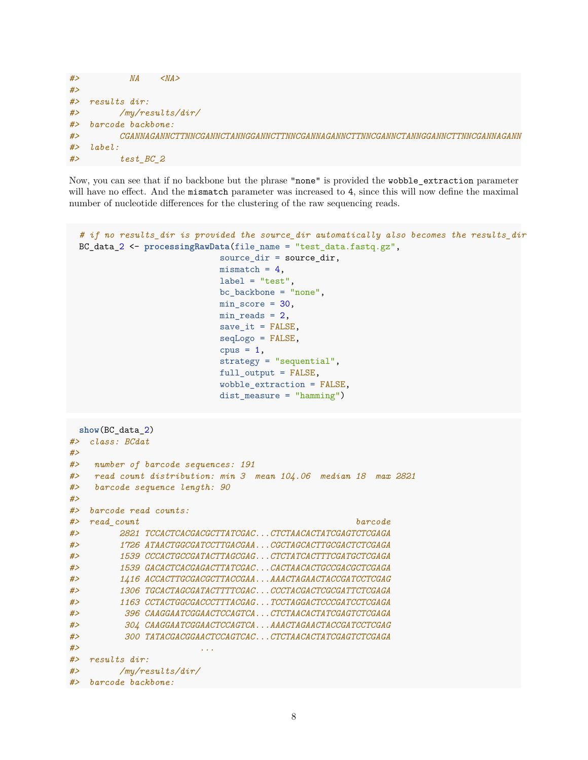```
#>          NA    <NA>
#>
#>  results dir:
#>        /my/results/dir/
#>  barcode backbone:
#>        CGANNAGANNCTTNNCGANNCTANNGGANNCTTNNCGANNAGANNCTTNNCGANNCTANNGGANNCTTNNCGANNAGANN
#>  label:
#>        test_BC_2
```

Now, you can see that if no backbone but the phrase "none" is provided the wobble_extraction parameter will have no effect. And the mismatch parameter was increased to 4, since this will now define the maximal number of nucleotide differences for the clustering of the raw sequencing reads.

```
# if no results_dir is provided the source_dir automatically also becomes the results_dir
BC_data_2 <- processingRawData(file_name = "test_data.fastq.gz",
                               source_dir = source_dir,
                               mismatch = 4,
                               label = "test",
                               bc_backbone = "none",
                               min_score = 30,
                               min_reads = 2,
                               save_it = FALSE,
                               seqLogo = FALSE,
                               cpus = 1,
                               strategy = "sequential",
                               full_output = FALSE,
                               wobble_extraction = FALSE,
                               dist_measure = "hamming")
```

```
show(BC_data_2)
#>  class: BCdat
#>
#>   number of barcode sequences: 191
#>   read count distribution: min 3  mean 104.06  median 18  max 2821
#>   barcode sequence length: 90
#>
#>  barcode read counts:
#>  read_count                                             barcode
#>        2821 TCCACTCACGACGCTTATCGAC...CTCTAACACTATCGAGTCTCGAGA
#>        1726 ATAACTGGCGATCCTTGACGAA...CGCTAGCACTTGCGACTCTCGAGA
#>        1539 CCCACTGCCGATACTTAGCGAG...CTCTATCACTTTCGATGCTCGAGA
#>        1539 GACACTCACGAGACTTATCGAC...CACTAACACTGCCGACGCTCGAGA
#>        1416 ACCACTTGCGACGCTTACCGAA...AAACTAGAACTACCGATCCTCGAG
#>        1306 TGCACTAGCGATACTTTTCGAC...CCCTACGACTCGCGATTCTCGAGA
#>        1163 CCTACTGGCGACCCTTTACGAG...TCCTAGGACTCCCGATCCTCGAGA
#>         396 CAAGGAATCGGAACTCCAGTCA...CTCTAACACTATCGAGTCTCGAGA
#>         304 CAAGGAATCGGAACTCCAGTCA...AAACTAGAACTACCGATCCTCGAG
#>         300 TATACGACGGAACTCCAGTCAC...CTCTAACACTATCGAGTCTCGAGA
#>                         ...
#>  results dir:
#>        /my/results/dir/
#>  barcode backbone:
```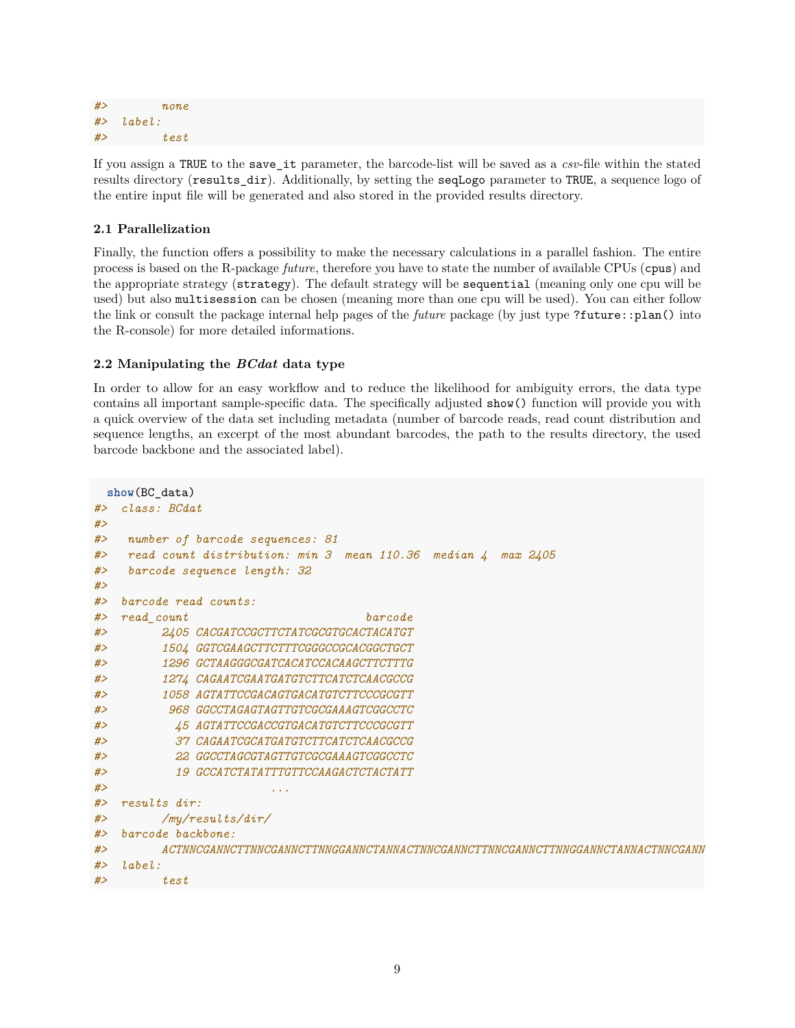```
#>         none
#>  label:
#>         test
```

If you assign a TRUE to the save_it parameter, the barcode-list will be saved as a *csv*-file within the stated results directory (results_dir). Additionally, by setting the seqLogo parameter to TRUE, a sequence logo of the entire input file will be generated and also stored in the provided results directory.

### 2.1 Parallelization

Finally, the function offers a possibility to make the necessary calculations in a parallel fashion. The entire process is based on the R-package *future*, therefore you have to state the number of available CPUs (cpus) and the appropriate strategy (strategy). The default strategy will be sequential (meaning only one cpu will be used) but also multisession can be chosen (meaning more than one cpu will be used). You can either follow the link or consult the package internal help pages of the *future* package (by just type ?future::plan() into the R-console) for more detailed informations.

### 2.2 Manipulating the *BCdat* data type

In order to allow for an easy workflow and to reduce the likelihood for ambiguity errors, the data type contains all important sample-specific data. The specifically adjusted show() function will provide you with a quick overview of the data set including metadata (number of barcode reads, read count distribution and sequence lengths, an excerpt of the most abundant barcodes, the path to the results directory, the used barcode backbone and the associated label).

```
  show(BC_data)
#>  class: BCdat
#>
#>   number of barcode sequences: 81
#>   read count distribution: min 3  mean 110.36  median 4  max 2405
#>   barcode sequence length: 32
#>
#>  barcode read counts:
#>  read_count                           barcode
#>        2405 CACGATCCGCTTCTATCGCGTGCACTACATGT
#>        1504 GGTCGAAGCTTCTTTCGGGCCGCACGGCTGCT
#>        1296 GCTAAGGGCGATCACATCCACAAGCTTCTTTG
#>        1274 CAGAATCGAATGATGTCTTCATCTCAACGCCG
#>        1058 AGTATTCCGACAGTGACATGTCTTCCCGCGTT
#>         968 GGCCTAGAGTAGTTGTCGCGAAAGTCGGCCTC
#>          45 AGTATTCCGACCGTGACATGTCTTCCCGCGTT
#>          37 CAGAATCGCATGATGTCTTCATCTCAACGCCG
#>          22 GGCCTAGCGTAGTTGTCGCGAAAGTCGGCCTC
#>          19 GCCATCTATATTTGTTCCAAGACTCTACTATT
#>                           ...
#>  results dir:
#>        /my/results/dir/
#>  barcode backbone:
#>        ACTNNCGANNCTTNNCGANNCTTNNGGANNCTANNACTNNCGANNCTTNNCGANNCTTNNGGANNCTANNACTNNCGANN
#>  label:
#>        test
```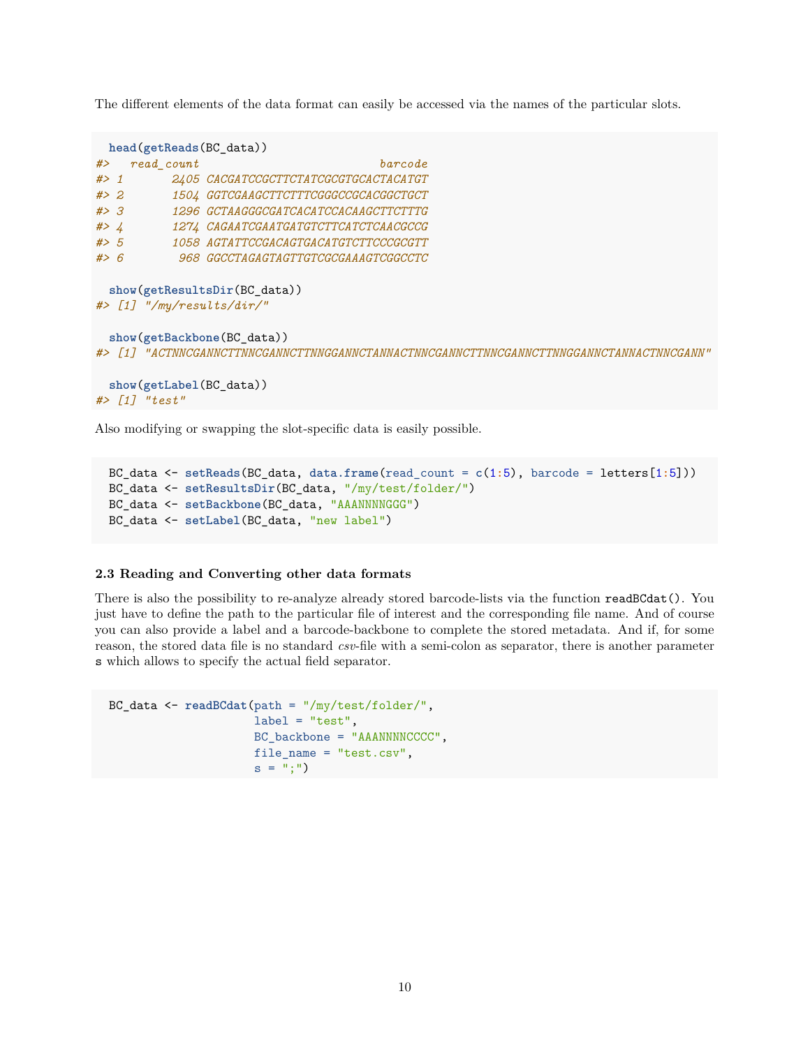The different elements of the data format can easily be accessed via the names of the particular slots.

```
head(getReads(BC_data))
#>   read_count                          barcode
#> 1       2405 CACGATCCGCTTCTATCGCGTGCACTACATGT
#> 2       1504 GGTCGAAGCTTCTTTCGGGCCGCACGGCTGCT
#> 3       1296 GCTAAGGGCGATCACATCCACAAGCTTCTTTG
#> 4       1274 CAGAATCGAATGATGTCTTCATCTCAACGCCG
#> 5       1058 AGTATTCCGACAGTGACATGTCTTCCCGCGTT
#> 6        968 GGCCTAGAGTAGTTGTCGCGAAAGTCGGCCTC

show(getResultsDir(BC_data))
#> [1] "/my/results/dir/"

show(getBackbone(BC_data))
#> [1] "ACTNNCGANNCTTNNCGANNCTTNNGGANNCTANNACTNNCGANNCTTNNCGANNCTTNNGGANNCTANNACTNNCGANN"

show(getLabel(BC_data))
#> [1] "test"
```

Also modifying or swapping the slot-specific data is easily possible.

```
BC_data <- setReads(BC_data, data.frame(read_count = c(1:5), barcode = letters[1:5]))
BC_data <- setResultsDir(BC_data, "/my/test/folder/")
BC_data <- setBackbone(BC_data, "AAANNNNGGG")
BC_data <- setLabel(BC_data, "new label")
```

### 2.3 Reading and Converting other data formats

There is also the possibility to re-analyze already stored barcode-lists via the function `readBCdat()`. You just have to define the path to the particular file of interest and the corresponding file name. And of course you can also provide a label and a barcode-backbone to complete the stored metadata. And if, for some reason, the stored data file is no standard *csv*-file with a semi-colon as separator, there is another parameter `s` which allows to specify the actual field separator.

```
BC_data <- readBCdat(path = "/my/test/folder/",
                     label = "test",
                     BC_backbone = "AAANNNNCCCC",
                     file_name = "test.csv",
                     s = ";")
```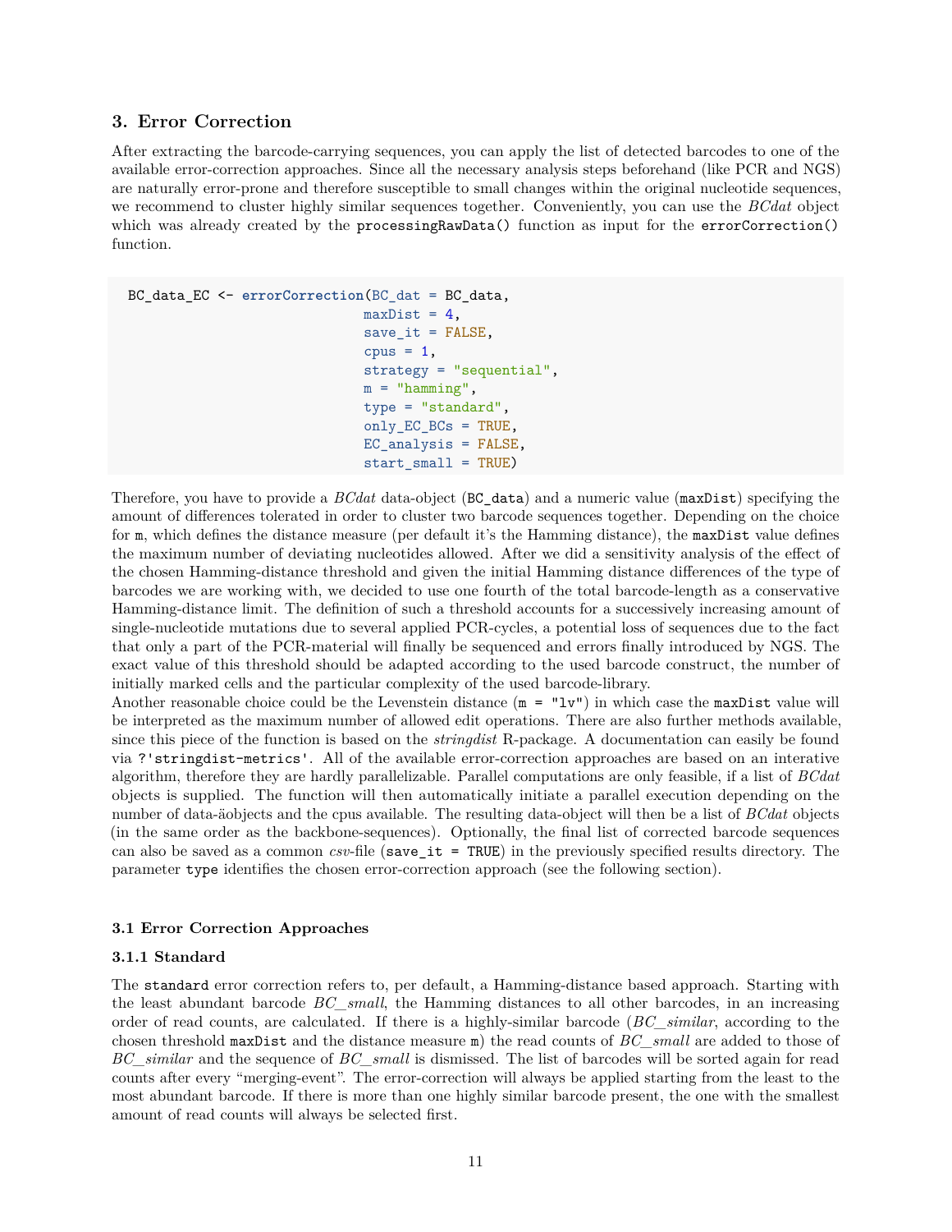## 3. Error Correction

After extracting the barcode-carrying sequences, you can apply the list of detected barcodes to one of the available error-correction approaches. Since all the necessary analysis steps beforehand (like PCR and NGS) are naturally error-prone and therefore susceptible to small changes within the original nucleotide sequences, we recommend to cluster highly similar sequences together. Conveniently, you can use the *BCdat* object which was already created by the `processingRawData()` function as input for the `errorCorrection()` function.

```
BC_data_EC <- errorCorrection(BC_dat = BC_data,
                              maxDist = 4,
                              save_it = FALSE,
                              cpus = 1,
                              strategy = "sequential",
                              m = "hamming",
                              type = "standard",
                              only_EC_BCs = TRUE,
                              EC_analysis = FALSE,
                              start_small = TRUE)
```

Therefore, you have to provide a *BCdat* data-object (`BC_data`) and a numeric value (`maxDist`) specifying the amount of differences tolerated in order to cluster two barcode sequences together. Depending on the choice for `m`, which defines the distance measure (per default it's the Hamming distance), the `maxDist` value defines the maximum number of deviating nucleotides allowed. After we did a sensitivity analysis of the effect of the chosen Hamming-distance threshold and given the initial Hamming distance differences of the type of barcodes we are working with, we decided to use one fourth of the total barcode-length as a conservative Hamming-distance limit. The definition of such a threshold accounts for a successively increasing amount of single-nucleotide mutations due to several applied PCR-cycles, a potential loss of sequences due to the fact that only a part of the PCR-material will finally be sequenced and errors finally introduced by NGS. The exact value of this threshold should be adapted according to the used barcode construct, the number of initially marked cells and the particular complexity of the used barcode-library.
Another reasonable choice could be the Levenstein distance (`m = "lv"`) in which case the `maxDist` value will be interpreted as the maximum number of allowed edit operations. There are also further methods available, since this piece of the function is based on the *stringdist* R-package. A documentation can easily be found via `?'stringdist-metrics'`. All of the available error-correction approaches are based on an interative algorithm, therefore they are hardly parallelizable. Parallel computations are only feasible, if a list of *BCdat* objects is supplied. The function will then automatically initiate a parallel execution depending on the number of data-äobjects and the cpus available. The resulting data-object will then be a list of *BCdat* objects (in the same order as the backbone-sequences). Optionally, the final list of corrected barcode sequences can also be saved as a common *csv*-file (`save_it = TRUE`) in the previously specified results directory. The parameter `type` identifies the chosen error-correction approach (see the following section).

### 3.1 Error Correction Approaches

#### 3.1.1 Standard

The `standard` error correction refers to, per default, a Hamming-distance based approach. Starting with the least abundant barcode *BC_small*, the Hamming distances to all other barcodes, in an increasing order of read counts, are calculated. If there is a highly-similar barcode (*BC_similar*, according to the chosen threshold `maxDist` and the distance measure `m`) the read counts of *BC_small* are added to those of *BC_similar* and the sequence of *BC_small* is dismissed. The list of barcodes will be sorted again for read counts after every "merging-event". The error-correction will always be applied starting from the least to the most abundant barcode. If there is more than one highly similar barcode present, the one with the smallest amount of read counts will always be selected first.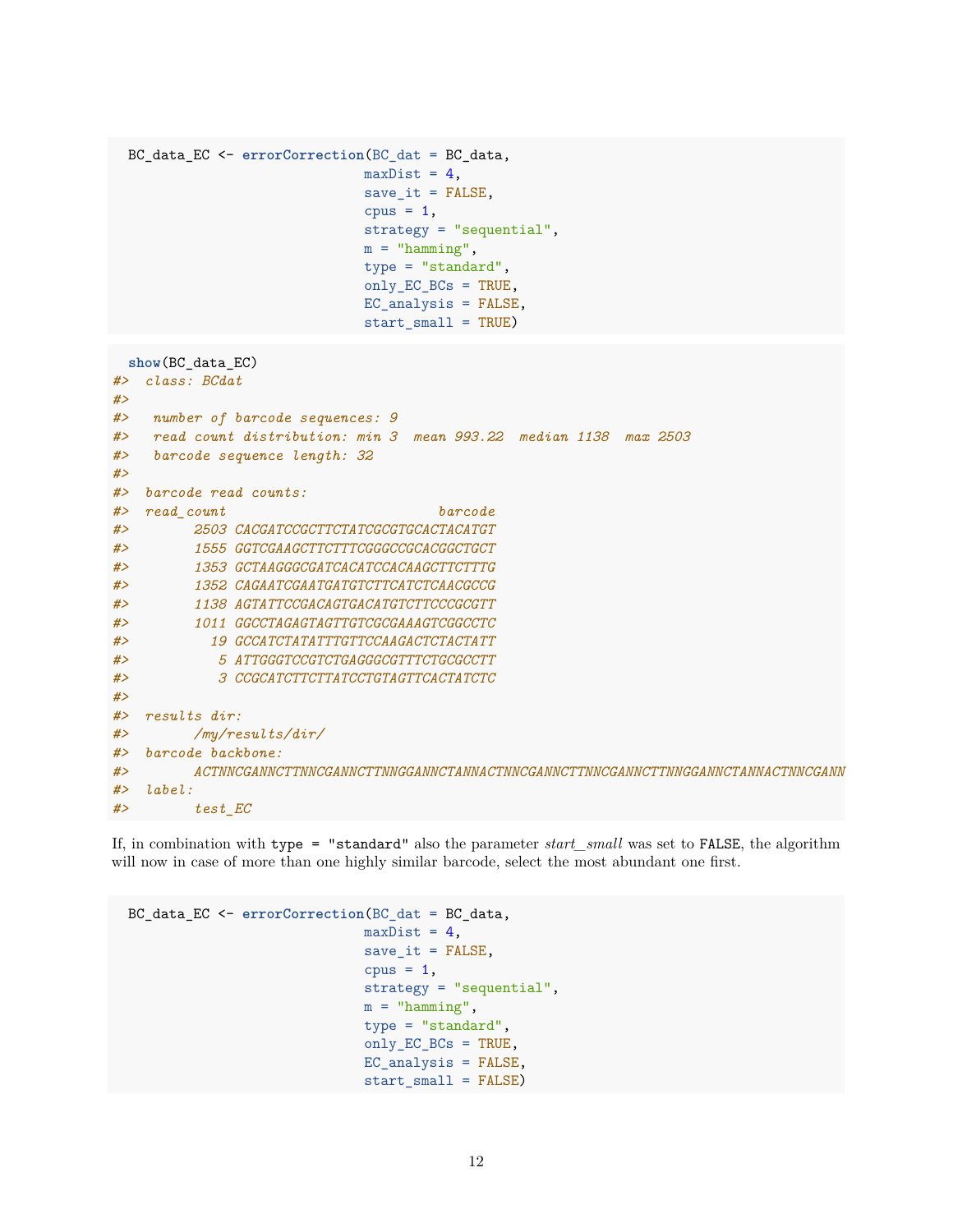```r
BC_data_EC <- errorCorrection(BC_dat = BC_data,
                              maxDist = 4,
                              save_it = FALSE,
                              cpus = 1,
                              strategy = "sequential",
                              m = "hamming",
                              type = "standard",
                              only_EC_BCs = TRUE,
                              EC_analysis = FALSE,
                              start_small = TRUE)
```

```r
show(BC_data_EC)
#>  class: BCdat
#>
#>   number of barcode sequences: 9
#>   read count distribution: min 3  mean 993.22  median 1138  max 2503
#>   barcode sequence length: 32
#>
#>  barcode read counts:
#>  read_count                          barcode
#>        2503 CACGATCCGCTTCTATCGCGTGCACTACATGT
#>        1555 GGTCGAAGCTTCTTTCGGGCCGCACGGCTGCT
#>        1353 GCTAAGGGCGATCACATCCACAAGCTTCTTTG
#>        1352 CAGAATCGAATGATGTCTTCATCTCAACGCCG
#>        1138 AGTATTCCGACAGTGACATGTCTTCCCGCGTT
#>        1011 GGCCTAGAGTAGTTGTCGCGAAAGTCGGCCTC
#>          19 GCCATCTATATTTGTTCCAAGACTCTACTATT
#>           5 ATTGGGTCCGTCTGAGGGCGTTTCTGCGCCTT
#>           3 CCGCATCTTCTTATCCTGTAGTTCACTATCTC
#>
#>  results dir:
#>        /my/results/dir/
#>  barcode backbone:
#>        ACTNNCGANNCTTNNCGANNCTTNNGGANNCTANNACTNNCGANNCTTNNCGANNCTTNNGGANNCTANNACTNNCGANN
#>  label:
#>        test_EC
```

If, in combination with `type = "standard"` also the parameter *start_small* was set to `FALSE`, the algorithm will now in case of more than one highly similar barcode, select the most abundant one first.

```r
BC_data_EC <- errorCorrection(BC_dat = BC_data,
                              maxDist = 4,
                              save_it = FALSE,
                              cpus = 1,
                              strategy = "sequential",
                              m = "hamming",
                              type = "standard",
                              only_EC_BCs = TRUE,
                              EC_analysis = FALSE,
                              start_small = FALSE)
```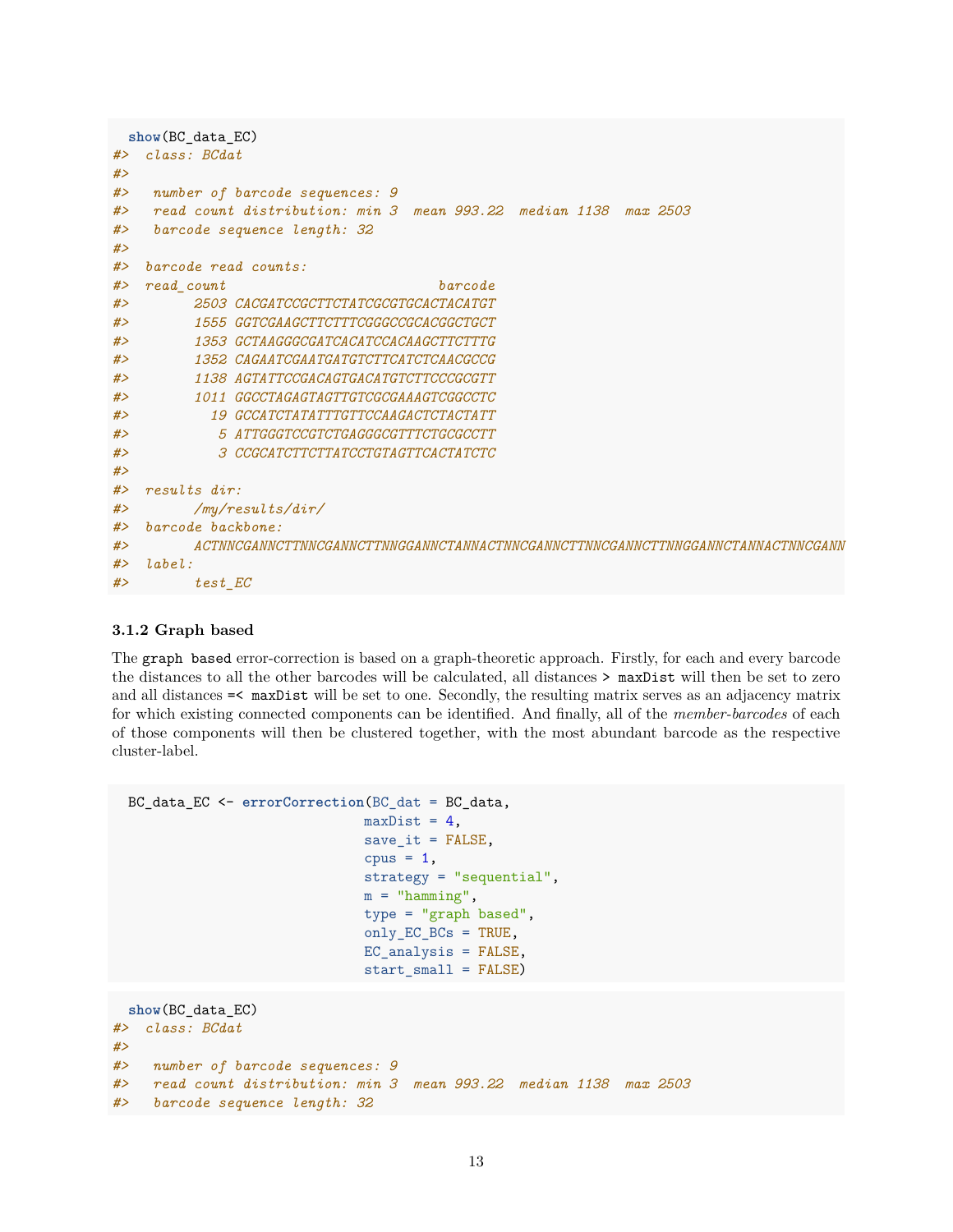```
show(BC_data_EC)
#>  class: BCdat
#>
#>   number of barcode sequences: 9
#>   read count distribution: min 3  mean 993.22  median 1138  max 2503
#>   barcode sequence length: 32
#>
#>  barcode read counts:
#>  read_count                          barcode
#>        2503 CACGATCCGCTTCTATCGCGTGCACTACATGT
#>        1555 GGTCGAAGCTTCTTTCGGGCCGCACGGCTGCT
#>        1353 GCTAAGGGCGATCACATCCACAAGCTTCTTTG
#>        1352 CAGAATCGAATGATGTCTTCATCTCAACGCCG
#>        1138 AGTATTCCGACAGTGACATGTCTTCCCGCGTT
#>        1011 GGCCTAGAGTAGTTGTCGCGAAAGTCGGCCTC
#>          19 GCCATCTATATTTGTTCCAAGACTCTACTATT
#>           5 ATTGGGTCCGTCTGAGGGCGTTTCTGCGCCTT
#>           3 CCGCATCTTCTTATCCTGTAGTTCACTATCTC
#>
#>  results dir:
#>        /my/results/dir/
#>  barcode backbone:
#>        ACTNNCGANNCTTNNCGANNCTTNNGGANNCTANNACTNNCGANNCTTNNCGANNCTTNNGGANNCTANNACTNNCGANN
#>  label:
#>        test_EC
```

### 3.1.2 Graph based

The `graph based` error-correction is based on a graph-theoretic approach. Firstly, for each and every barcode the distances to all the other barcodes will be calculated, all distances `> maxDist` will then be set to zero and all distances `=< maxDist` will be set to one. Secondly, the resulting matrix serves as an adjacency matrix for which existing connected components can be identified. And finally, all of the *member-barcodes* of each of those components will then be clustered together, with the most abundant barcode as the respective cluster-label.

```
BC_data_EC <- errorCorrection(BC_dat = BC_data,
                              maxDist = 4,
                              save_it = FALSE,
                              cpus = 1,
                              strategy = "sequential",
                              m = "hamming",
                              type = "graph based",
                              only_EC_BCs = TRUE,
                              EC_analysis = FALSE,
                              start_small = FALSE)
```

```
show(BC_data_EC)
#>  class: BCdat
#>
#>   number of barcode sequences: 9
#>   read count distribution: min 3  mean 993.22  median 1138  max 2503
#>   barcode sequence length: 32
```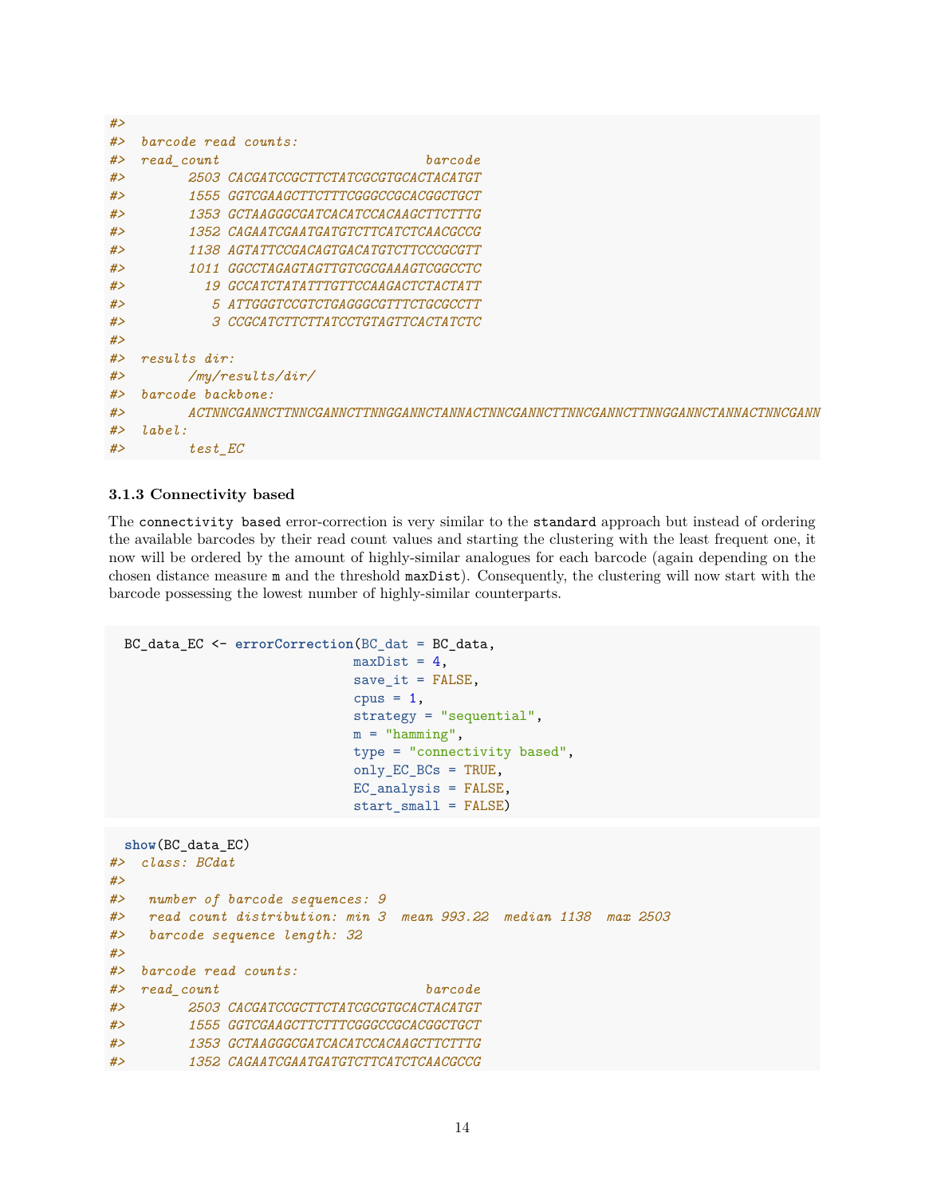```
#>
#>  barcode read counts:
#>  read_count                          barcode
#>        2503 CACGATCCGCTTCTATCGCGTGCACTACATGT
#>        1555 GGTCGAAGCTTCTTTCGGGCCGCACGGCTGCT
#>        1353 GCTAAGGGCGATCACATCCACAAGCTTCTTTG
#>        1352 CAGAATCGAATGATGTCTTCATCTCAACGCCG
#>        1138 AGTATTCCGACAGTGACATGTCTTCCCGCGTT
#>        1011 GGCCTAGAGTAGTTGTCGCGAAAGTCGGCCTC
#>          19 GCCATCTATATTTGTTCCAAGACTCTACTATT
#>           5 ATTGGGTCCGTCTGAGGGCGTTTCTGCGCCTT
#>           3 CCGCATCTTCTTATCCTGTAGTTCACTATCTC
#>
#>  results dir:
#>        /my/results/dir/
#>  barcode backbone:
#>        ACTNNCGANNCTTNNCGANNCTTNNGGANNCTANNACTNNCGANNCTTNNCGANNCTTNNGGANNCTANNACTNNCGANN
#>  label:
#>        test_EC
```

### 3.1.3 Connectivity based

The connectivity based error-correction is very similar to the standard approach but instead of ordering the available barcodes by their read count values and starting the clustering with the least frequent one, it now will be ordered by the amount of highly-similar analogues for each barcode (again depending on the chosen distance measure m and the threshold maxDist). Consequently, the clustering will now start with the barcode possessing the lowest number of highly-similar counterparts.

```r
BC_data_EC <- errorCorrection(BC_dat = BC_data,
                              maxDist = 4,
                              save_it = FALSE,
                              cpus = 1,
                              strategy = "sequential",
                              m = "hamming",
                              type = "connectivity based",
                              only_EC_BCs = TRUE,
                              EC_analysis = FALSE,
                              start_small = FALSE)
```

```r
show(BC_data_EC)
#>  class: BCdat
#>
#>   number of barcode sequences: 9
#>   read count distribution: min 3  mean 993.22  median 1138  max 2503
#>   barcode sequence length: 32
#>
#>  barcode read counts:
#>  read_count                          barcode
#>        2503 CACGATCCGCTTCTATCGCGTGCACTACATGT
#>        1555 GGTCGAAGCTTCTTTCGGGCCGCACGGCTGCT
#>        1353 GCTAAGGGCGATCACATCCACAAGCTTCTTTG
#>        1352 CAGAATCGAATGATGTCTTCATCTCAACGCCG
```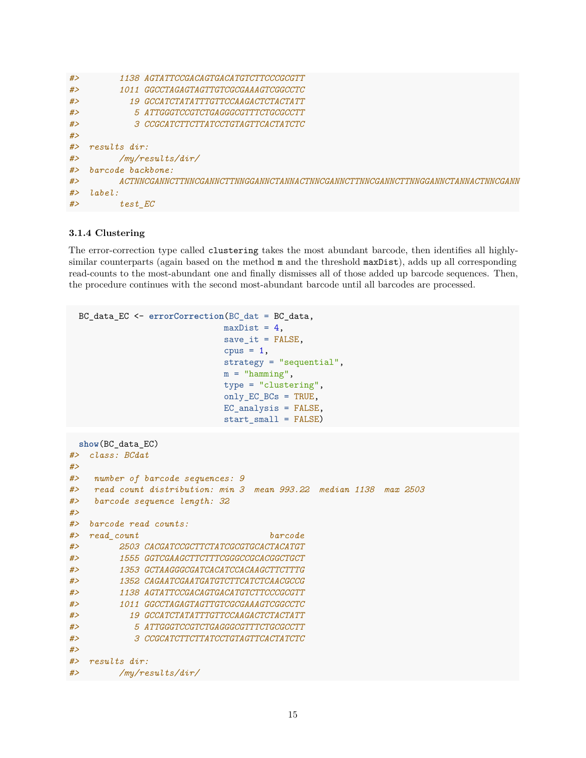```
#>        1138 AGTATTCCGACAGTGACATGTCTTCCCGCGTT
#>        1011 GGCCTAGAGTAGTTGTCGCGAAAGTCGGCCTC
#>          19 GCCATCTATATTTGTTCCAAGACTCTACTATT
#>           5 ATTGGGTCCGTCTGAGGGCGTTTCTGCGCCTT
#>           3 CCGCATCTTCTTATCCTGTAGTTCACTATCTC
#>
#>  results dir:
#>        /my/results/dir/
#>  barcode backbone:
#>        ACTNNCGANNCTTNNCGANNCTTNNGGANNCTANNACTNNCGANNCTTNNCGANNCTTNNGGANNCTANNACTNNCGANN
#>  label:
#>        test_EC
```

### 3.1.4 Clustering

The error-correction type called `clustering` takes the most abundant barcode, then identifies all highly-similar counterparts (again based on the method `m` and the threshold `maxDist`), adds up all corresponding read-counts to the most-abundant one and finally dismisses all of those added up barcode sequences. Then, the procedure continues with the second most-abundant barcode until all barcodes are processed.

```
BC_data_EC <- errorCorrection(BC_dat = BC_data,
                              maxDist = 4,
                              save_it = FALSE,
                              cpus = 1,
                              strategy = "sequential",
                              m = "hamming",
                              type = "clustering",
                              only_EC_BCs = TRUE,
                              EC_analysis = FALSE,
                              start_small = FALSE)
```

```
show(BC_data_EC)
#>  class: BCdat
#>
#>   number of barcode sequences: 9
#>   read count distribution: min 3  mean 993.22  median 1138  max 2503
#>   barcode sequence length: 32
#>
#>  barcode read counts:
#>  read_count                          barcode
#>        2503 CACGATCCGCTTCTATCGCGTGCACTACATGT
#>        1555 GGTCGAAGCTTCTTTCGGGCCGCACGGCTGCT
#>        1353 GCTAAGGGCGATCACATCCACAAGCTTCTTTG
#>        1352 CAGAATCGAATGATGTCTTCATCTCAACGCCG
#>        1138 AGTATTCCGACAGTGACATGTCTTCCCGCGTT
#>        1011 GGCCTAGAGTAGTTGTCGCGAAAGTCGGCCTC
#>          19 GCCATCTATATTTGTTCCAAGACTCTACTATT
#>           5 ATTGGGTCCGTCTGAGGGCGTTTCTGCGCCTT
#>           3 CCGCATCTTCTTATCCTGTAGTTCACTATCTC
#>
#>  results dir:
#>        /my/results/dir/
```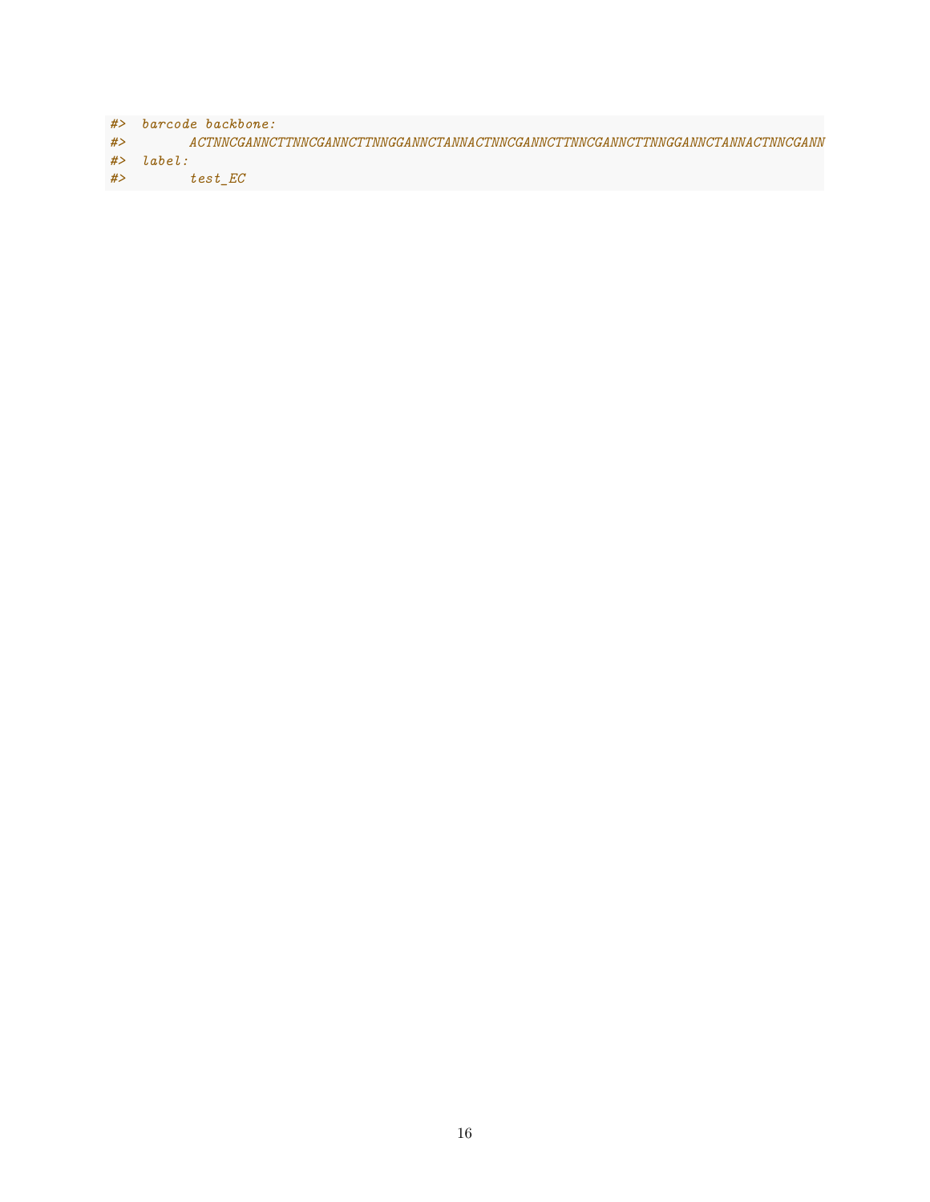```
#>  barcode backbone:
#>        ACTNNCGANNCTTNNCGANNCTTNNGGANNCTANNACTNNCGANNCTTNNCGANNCTTNNGGANNCTANNACTNNCGANN
#>  label:
#>        test_EC
```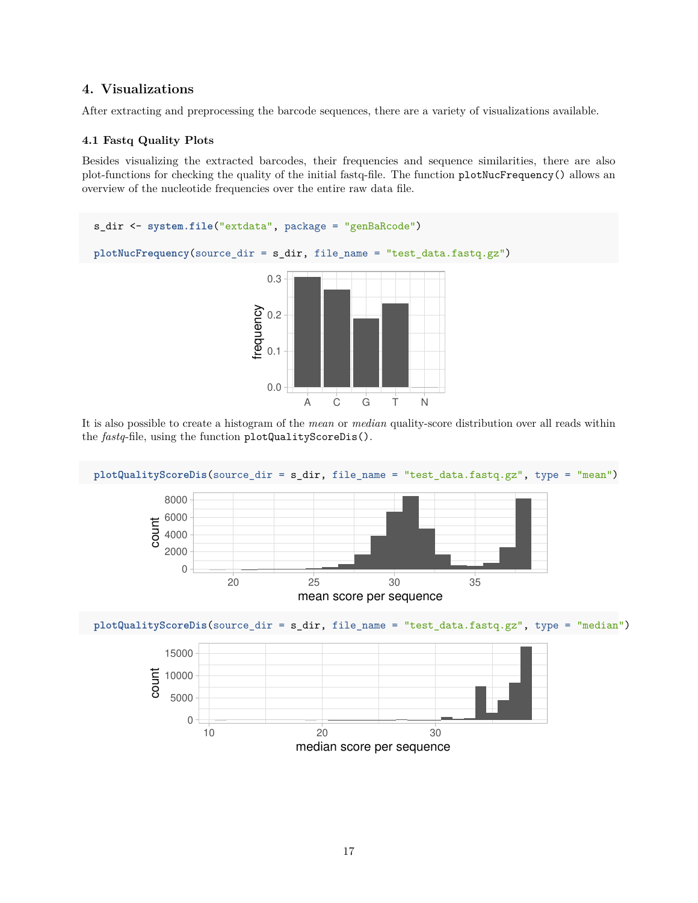## 4. Visualizations

After extracting and preprocessing the barcode sequences, there are a variety of visualizations available.

### 4.1 Fastq Quality Plots

Besides visualizing the extracted barcodes, their frequencies and sequence similarities, there are also plot-functions for checking the quality of the initial fastq-file. The function `plotNucFrequency()` allows an overview of the nucleotide frequencies over the entire raw data file.

```
s_dir <- system.file("extdata", package = "genBaRcode")

plotNucFrequency(source_dir = s_dir, file_name = "test_data.fastq.gz")
```

It is also possible to create a histogram of the *mean* or *median* quality-score distribution over all reads within the *fastq*-file, using the function `plotQualityScoreDis()`.

```
plotQualityScoreDis(source_dir = s_dir, file_name = "test_data.fastq.gz", type = "mean")
```

```
plotQualityScoreDis(source_dir = s_dir, file_name = "test_data.fastq.gz", type = "median")
```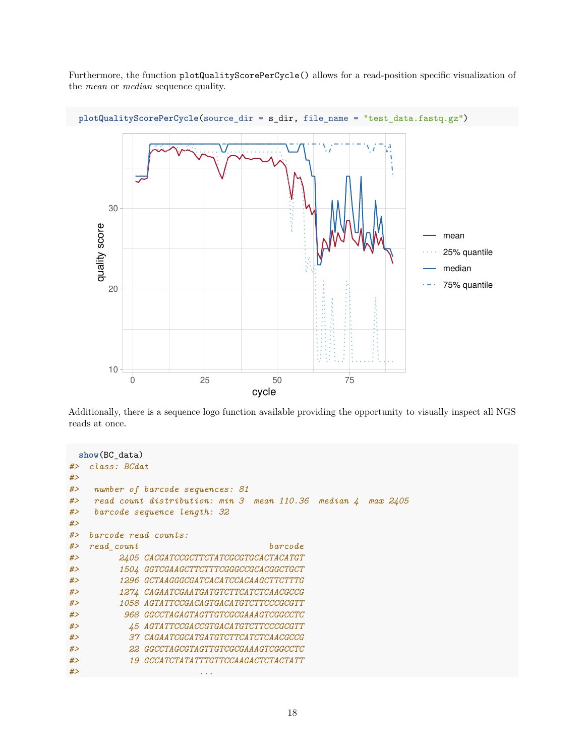Furthermore, the function `plotQualityScorePerCycle()` allows for a read-position specific visualization of the *mean* or *median* sequence quality.

```
plotQualityScorePerCycle(source_dir = s_dir, file_name = "test_data.fastq.gz")
```

Additionally, there is a sequence logo function available providing the opportunity to visually inspect all NGS reads at once.

```
show(BC_data)
#>  class: BCdat
#>
#>   number of barcode sequences: 81
#>   read count distribution: min 3  mean 110.36  median 4  max 2405
#>   barcode sequence length: 32
#>
#>  barcode read counts:
#>  read_count                          barcode
#>        2405 CACGATCCGCTTCTATCGCGTGCACTACATGT
#>        1504 GGTCGAAGCTTCTTTCGGGCCGCACGGCTGCT
#>        1296 GCTAAGGGCGATCACATCCACAAGCTTCTTTG
#>        1274 CAGAATCGAATGATGTCTTCATCTCAACGCCG
#>        1058 AGTATTCCGACAGTGACATGTCTTCCCGCGTT
#>         968 GGCCTAGAGTAGTTGTCGCGAAAGTCGGCCTC
#>          45 AGTATTCCGACCGTGACATGTCTTCCCGCGTT
#>          37 CAGAATCGCATGATGTCTTCATCTCAACGCCG
#>          22 GGCCTAGCGTAGTTGTCGCGAAAGTCGGCCTC
#>          19 GCCATCTATATTTGTTCCAAGACTCTACTATT
#>                         ...
```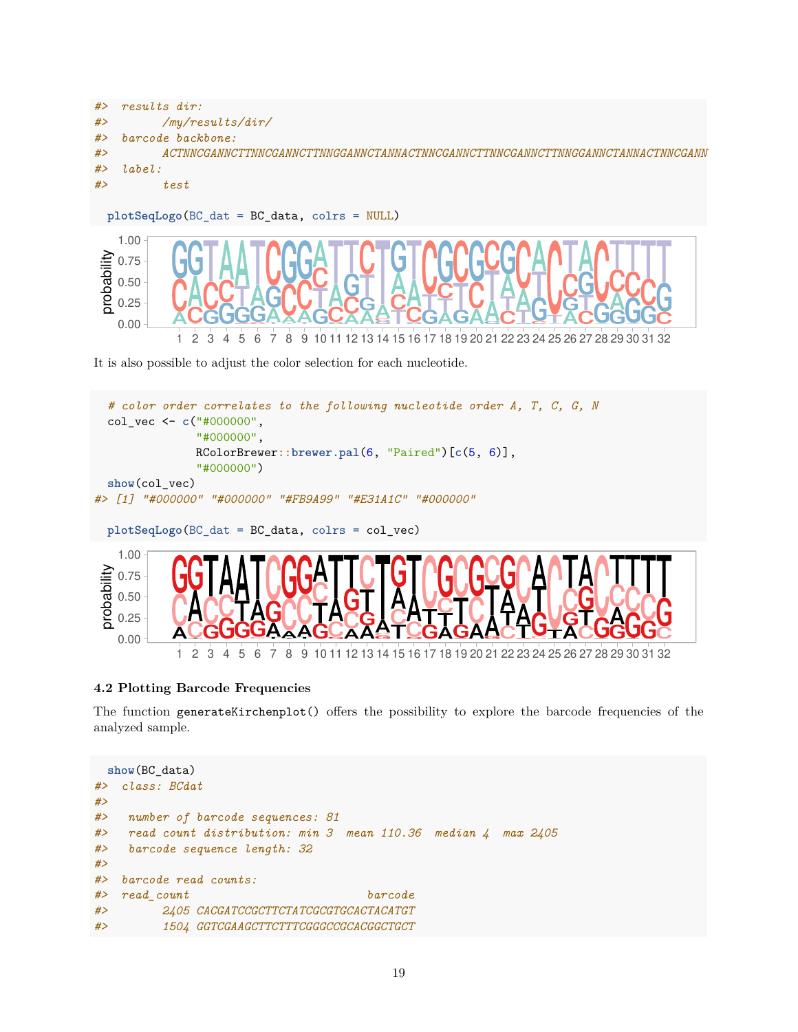```
#>  results dir:
#>        /my/results/dir/
#>  barcode backbone:
#>        ACTNNCGANNCTTNNCGANNCTTNNGGANNCTANNACTNNCGANNCTTNNCGANNCTTNNGGANNCTANNACTNNCGANN
#>  label:
#>        test
```

```
plotSeqLogo(BC_dat = BC_data, colrs = NULL)
```

It is also possible to adjust the color selection for each nucleotide.

```
# color order correlates to the following nucleotide order A, T, C, G, N
col_vec <- c("#000000",
             "#000000",
             RColorBrewer::brewer.pal(6, "Paired")[c(5, 6)],
             "#000000")
show(col_vec)
#> [1] "#000000" "#000000" "#FB9A99" "#E31A1C" "#000000"
```

```
plotSeqLogo(BC_dat = BC_data, colrs = col_vec)
```

### 4.2 Plotting Barcode Frequencies

The function `generateKirchenplot()` offers the possibility to explore the barcode frequencies of the analyzed sample.

```
show(BC_data)
#>  class: BCdat
#>
#>   number of barcode sequences: 81
#>   read count distribution: min 3  mean 110.36  median 4  max 2405
#>   barcode sequence length: 32
#>
#>  barcode read counts:
#>  read_count                          barcode
#>        2405 CACGATCCGCTTCTATCGCGTGCACTACATGT
#>        1504 GGTCGAAGCTTCTTTCGGGCCGCACGGCTGCT
```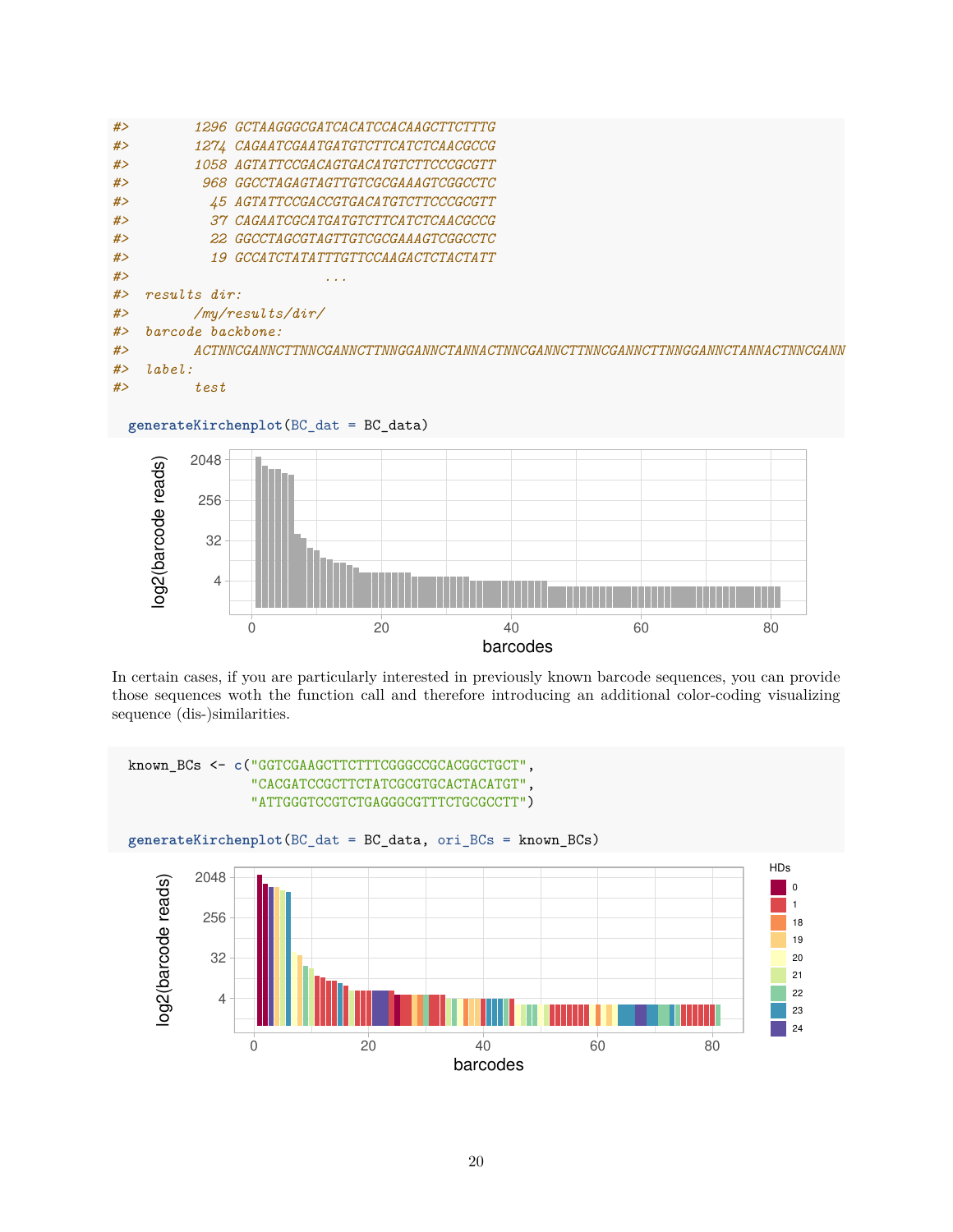```
#>        1296 GCTAAGGGCGATCACATCCACAAGCTTCTTTG
#>        1274 CAGAATCGAATGATGTCTTCATCTCAACGCCG
#>        1058 AGTATTCCGACAGTGACATGTCTTCCCGCGTT
#>         968 GGCCTAGAGTAGTTGTCGCGAAAGTCGGCCTC
#>          45 AGTATTCCGACCGTGACATGTCTTCCCGCGTT
#>          37 CAGAATCGCATGATGTCTTCATCTCAACGCCG
#>          22 GGCCTAGCGTAGTTGTCGCGAAAGTCGGCCTC
#>          19 GCCATCTATATTTGTTCCAAGACTCTACTATT
#>                                 ...
#>  results dir:
#>        /my/results/dir/
#>  barcode backbone:
#>        ACTNNCGANNCTTNNCGANNCTTNNGGANNCTANNACTNNCGANNCTTNNCGANNCTTNNGGANNCTANNACTNNCGANN
#>  label:
#>        test

generateKirchenplot(BC_dat = BC_data)
```

In certain cases, if you are particularly interested in previously known barcode sequences, you can provide those sequences woth the function call and therefore introducing an additional color-coding visualizing sequence (dis-)similarities.

```
known_BCs <- c("GGTCGAAGCTTCTTTCGGGCCGCACGGCTGCT",
               "CACGATCCGCTTCTATCGCGTGCACTACATGT",
               "ATTGGGTCCGTCTGAGGGCGTTTCTGCGCCTT")

generateKirchenplot(BC_dat = BC_data, ori_BCs = known_BCs)
```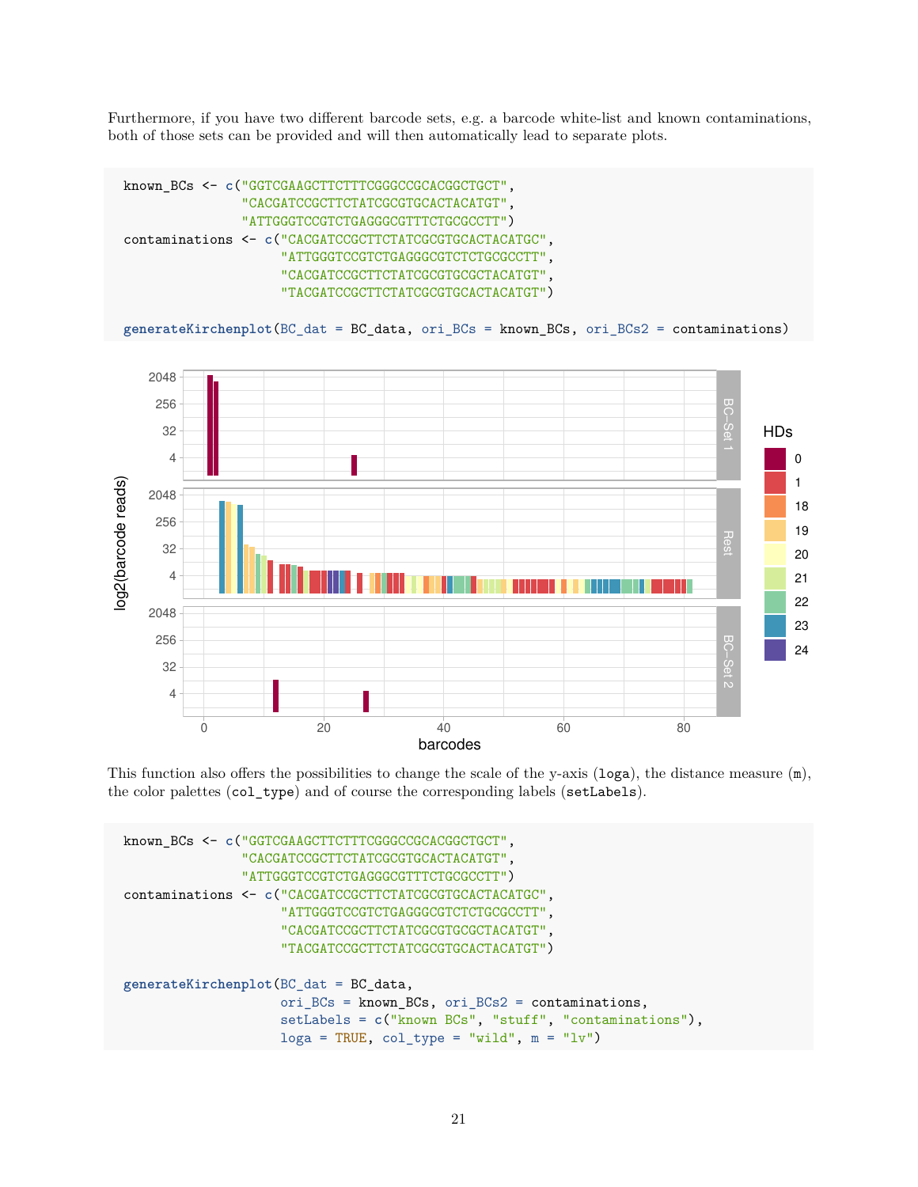Furthermore, if you have two different barcode sets, e.g. a barcode white-list and known contaminations, both of those sets can be provided and will then automatically lead to separate plots.

```
known_BCs <- c("GGTCGAAGCTTCTTTCGGGCCGCACGGCTGCT",
               "CACGATCCGCTTCTATCGCGTGCACTACATGT",
               "ATTGGGTCCGTCTGAGGGCGTTTCTGCGCCTT")
contaminations <- c("CACGATCCGCTTCTATCGCGTGCACTACATGC",
                    "ATTGGGTCCGTCTGAGGGCGTCTCTGCGCCTT",
                    "CACGATCCGCTTCTATCGCGTGCGCTACATGT",
                    "TACGATCCGCTTCTATCGCGTGCACTACATGT")

generateKirchenplot(BC_dat = BC_data, ori_BCs = known_BCs, ori_BCs2 = contaminations)
```

This function also offers the possibilities to change the scale of the y-axis (`loga`), the distance measure (`m`), the color palettes (`col_type`) and of course the corresponding labels (`setLabels`).

```
known_BCs <- c("GGTCGAAGCTTCTTTCGGGCCGCACGGCTGCT",
               "CACGATCCGCTTCTATCGCGTGCACTACATGT",
               "ATTGGGTCCGTCTGAGGGCGTTTCTGCGCCTT")
contaminations <- c("CACGATCCGCTTCTATCGCGTGCACTACATGC",
                    "ATTGGGTCCGTCTGAGGGCGTCTCTGCGCCTT",
                    "CACGATCCGCTTCTATCGCGTGCGCTACATGT",
                    "TACGATCCGCTTCTATCGCGTGCACTACATGT")

generateKirchenplot(BC_dat = BC_data,
                    ori_BCs = known_BCs, ori_BCs2 = contaminations,
                    setLabels = c("known BCs", "stuff", "contaminations"),
                    loga = TRUE, col_type = "wild", m = "lv")
```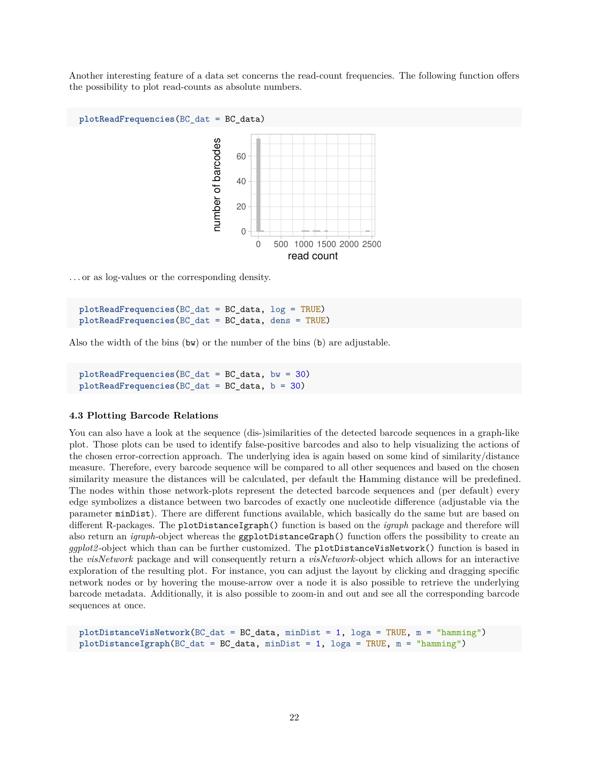Another interesting feature of a data set concerns the read-count frequencies. The following function offers the possibility to plot read-counts as absolute numbers.

```
plotReadFrequencies(BC_dat = BC_data)
```

. . . or as log-values or the corresponding density.

```
plotReadFrequencies(BC_dat = BC_data, log = TRUE)
plotReadFrequencies(BC_dat = BC_data, dens = TRUE)
```

Also the width of the bins (`bw`) or the number of the bins (`b`) are adjustable.

```
plotReadFrequencies(BC_dat = BC_data, bw = 30)
plotReadFrequencies(BC_dat = BC_data, b = 30)
```

### 4.3 Plotting Barcode Relations

You can also have a look at the sequence (dis-)similarities of the detected barcode sequences in a graph-like plot. Those plots can be used to identify false-positive barcodes and also to help visualizing the actions of the chosen error-correction approach. The underlying idea is again based on some kind of similarity/distance measure. Therefore, every barcode sequence will be compared to all other sequences and based on the chosen similarity measure the distances will be calculated, per default the Hamming distance will be predefined. The nodes within those network-plots represent the detected barcode sequences and (per default) every edge symbolizes a distance between two barcodes of exactly one nucleotide difference (adjustable via the parameter `minDist`). There are different functions available, which basically do the same but are based on different R-packages. The `plotDistanceIgraph()` function is based on the *igraph* package and therefore will also return an *igraph*-object whereas the `ggplotDistanceGraph()` function offers the possibility to create an *ggplot2*-object which than can be further customized. The `plotDistanceVisNetwork()` function is based in the *visNetwork* package and will consequently return a *visNetwork*-object which allows for an interactive exploration of the resulting plot. For instance, you can adjust the layout by clicking and dragging specific network nodes or by hovering the mouse-arrow over a node it is also possible to retrieve the underlying barcode metadata. Additionally, it is also possible to zoom-in and out and see all the corresponding barcode sequences at once.

```
plotDistanceVisNetwork(BC_dat = BC_data, minDist = 1, loga = TRUE, m = "hamming")
plotDistanceIgraph(BC_dat = BC_data, minDist = 1, loga = TRUE, m = "hamming")
```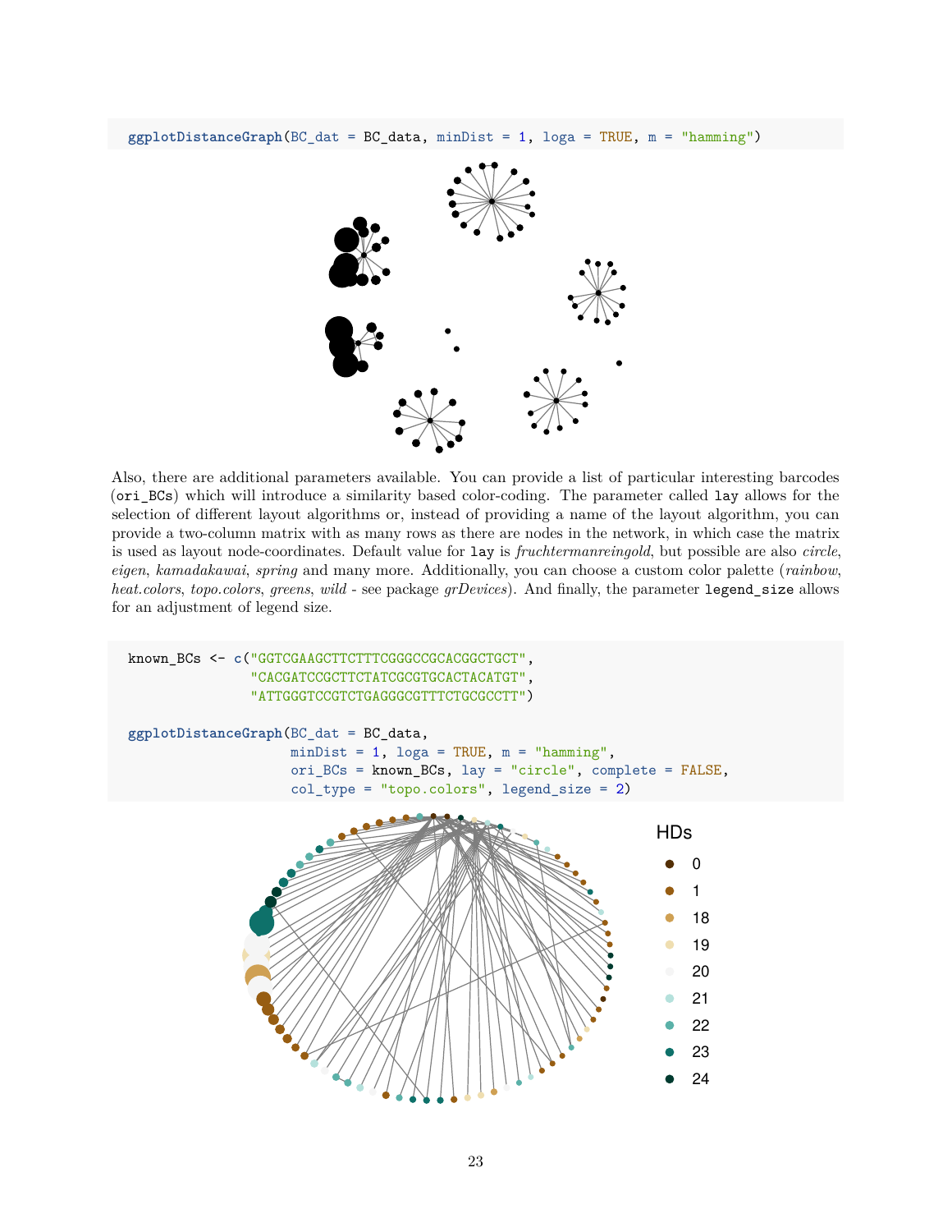```
ggplotDistanceGraph(BC_dat = BC_data, minDist = 1, loga = TRUE, m = "hamming")
```

Also, there are additional parameters available. You can provide a list of particular interesting barcodes (`ori_BCs`) which will introduce a similarity based color-coding. The parameter called `lay` allows for the selection of different layout algorithms or, instead of providing a name of the layout algorithm, you can provide a two-column matrix with as many rows as there are nodes in the network, in which case the matrix is used as layout node-coordinates. Default value for `lay` is *fruchtermanreingold*, but possible are also *circle*, *eigen*, *kamadakawai*, *spring* and many more. Additionally, you can choose a custom color palette (*rainbow*, *heat.colors*, *topo.colors*, *greens*, *wild* - see package *grDevices*). And finally, the parameter `legend_size` allows for an adjustment of legend size.

```
known_BCs <- c("GGTCGAAGCTTCTTTCGGGCCGCACGGCTGCT",
               "CACGATCCGCTTCTATCGCGTGCACTACATGT",
               "ATTGGGTCCGTCTGAGGGCGTTTCTGCGCCTT")

ggplotDistanceGraph(BC_dat = BC_data,
                    minDist = 1, loga = TRUE, m = "hamming",
                    ori_BCs = known_BCs, lay = "circle", complete = FALSE,
                    col_type = "topo.colors", legend_size = 2)
```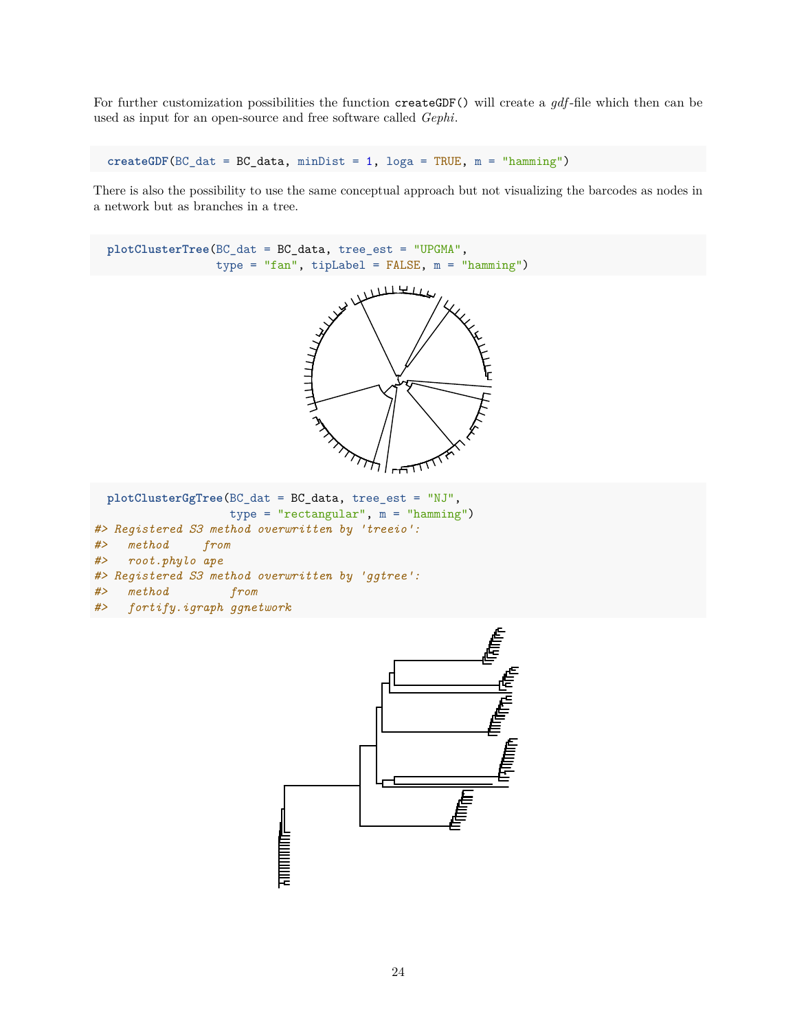For further customization possibilities the function `createGDF()` will create a *gdf*-file which then can be used as input for an open-source and free software called *Gephi*.

```
createGDF(BC_dat = BC_data, minDist = 1, loga = TRUE, m = "hamming")
```

There is also the possibility to use the same conceptual approach but not visualizing the barcodes as nodes in a network but as branches in a tree.

```
plotClusterTree(BC_dat = BC_data, tree_est = "UPGMA",
                type = "fan", tipLabel = FALSE, m = "hamming")
```

```
plotClusterGgTree(BC_dat = BC_data, tree_est = "NJ",
                  type = "rectangular", m = "hamming")
#> Registered S3 method overwritten by 'treeio':
#>   method     from
#>   root.phylo ape
#> Registered S3 method overwritten by 'ggtree':
#>   method         from
#>   fortify.igraph ggnetwork
```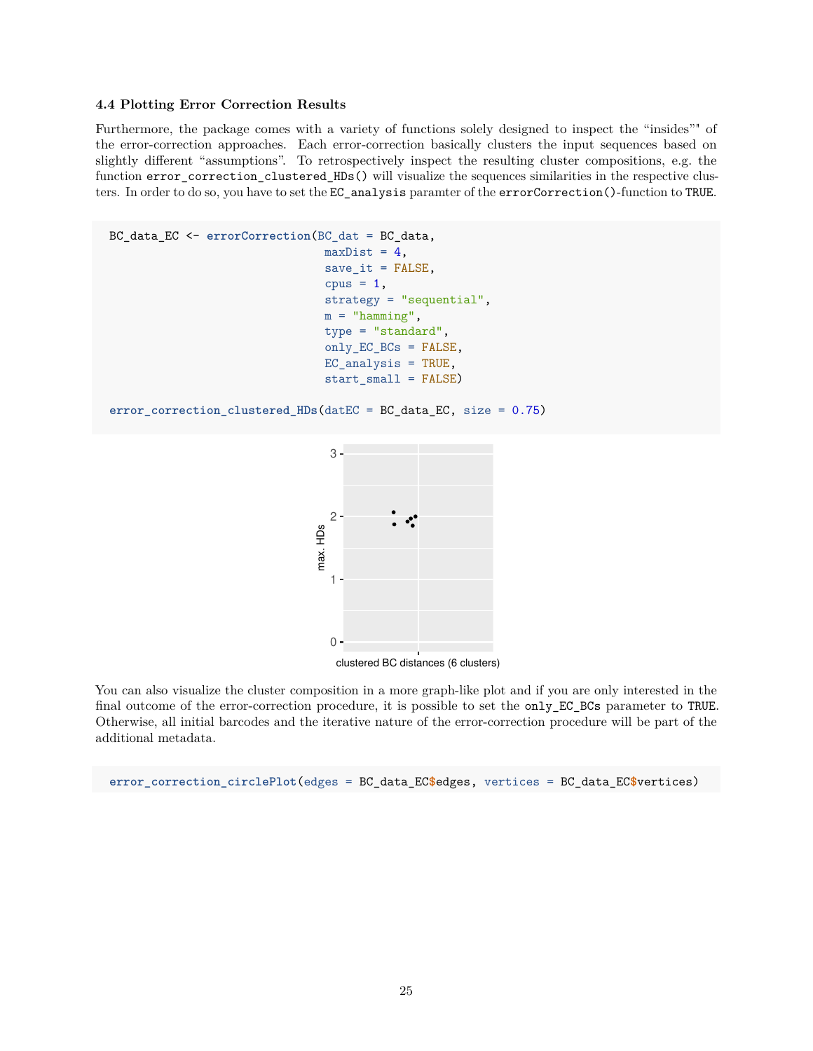### 4.4 Plotting Error Correction Results

Furthermore, the package comes with a variety of functions solely designed to inspect the "insides"" of the error-correction approaches. Each error-correction basically clusters the input sequences based on slightly different "assumptions". To retrospectively inspect the resulting cluster compositions, e.g. the function `error_correction_clustered_HDs()` will visualize the sequences similarities in the respective clusters. In order to do so, you have to set the `EC_analysis` paramter of the `errorCorrection()`-function to `TRUE`.

```
BC_data_EC <- errorCorrection(BC_dat = BC_data,
                              maxDist = 4,
                              save_it = FALSE,
                              cpus = 1,
                              strategy = "sequential",
                              m = "hamming",
                              type = "standard",
                              only_EC_BCs = FALSE,
                              EC_analysis = TRUE,
                              start_small = FALSE)

error_correction_clustered_HDs(datEC = BC_data_EC, size = 0.75)
```

You can also visualize the cluster composition in a more graph-like plot and if you are only interested in the final outcome of the error-correction procedure, it is possible to set the `only_EC_BCs` parameter to `TRUE`. Otherwise, all initial barcodes and the iterative nature of the error-correction procedure will be part of the additional metadata.

```
error_correction_circlePlot(edges = BC_data_EC$edges, vertices = BC_data_EC$vertices)
```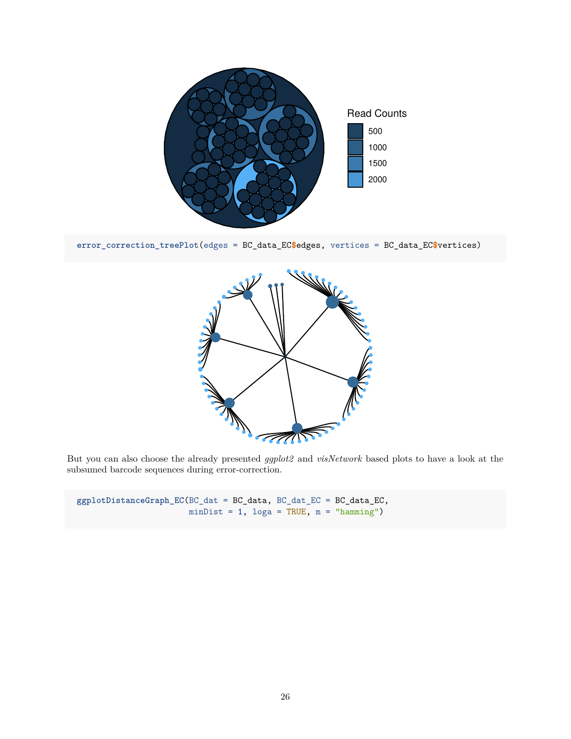```
error_correction_treePlot(edges = BC_data_EC$edges, vertices = BC_data_EC$vertices)
```

But you can also choose the already presented *ggplot2* and *visNetwork* based plots to have a look at the subsumed barcode sequences during error-correction.

```
ggplotDistanceGraph_EC(BC_dat = BC_data, BC_dat_EC = BC_data_EC,
                       minDist = 1, loga = TRUE, m = "hamming")
```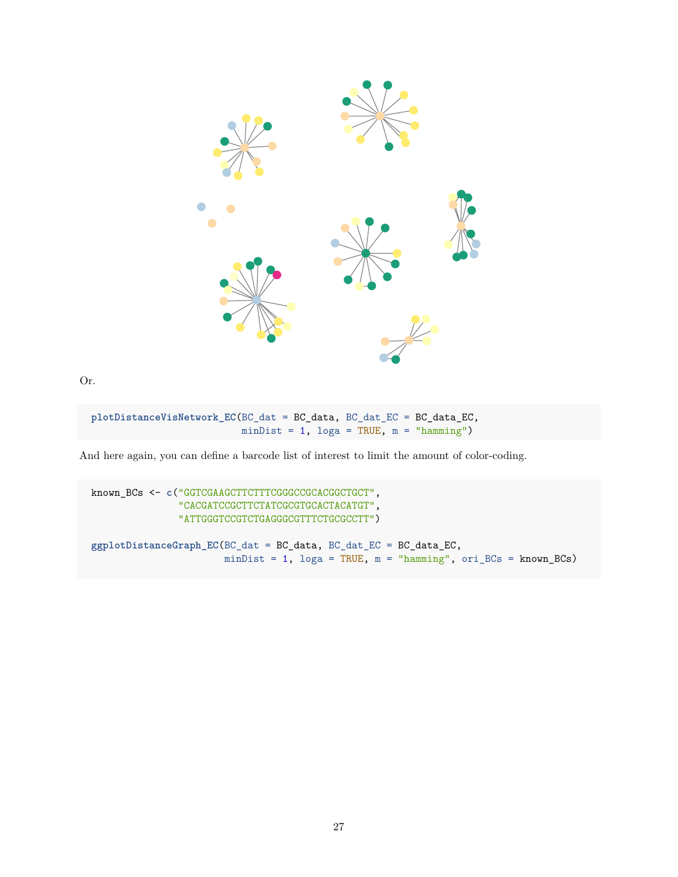Or.

```
plotDistanceVisNetwork_EC(BC_dat = BC_data, BC_dat_EC = BC_data_EC,
                          minDist = 1, loga = TRUE, m = "hamming")
```

And here again, you can define a barcode list of interest to limit the amount of color-coding.

```
known_BCs <- c("GGTCGAAGCTTCTTTCGGGCCGCACGGCTGCT",
               "CACGATCCGCTTCTATCGCGTGCACTACATGT",
               "ATTGGGTCCGTCTGAGGGCGTTTCTGCGCCTT")

ggplotDistanceGraph_EC(BC_dat = BC_data, BC_dat_EC = BC_data_EC,
                       minDist = 1, loga = TRUE, m = "hamming", ori_BCs = known_BCs)
```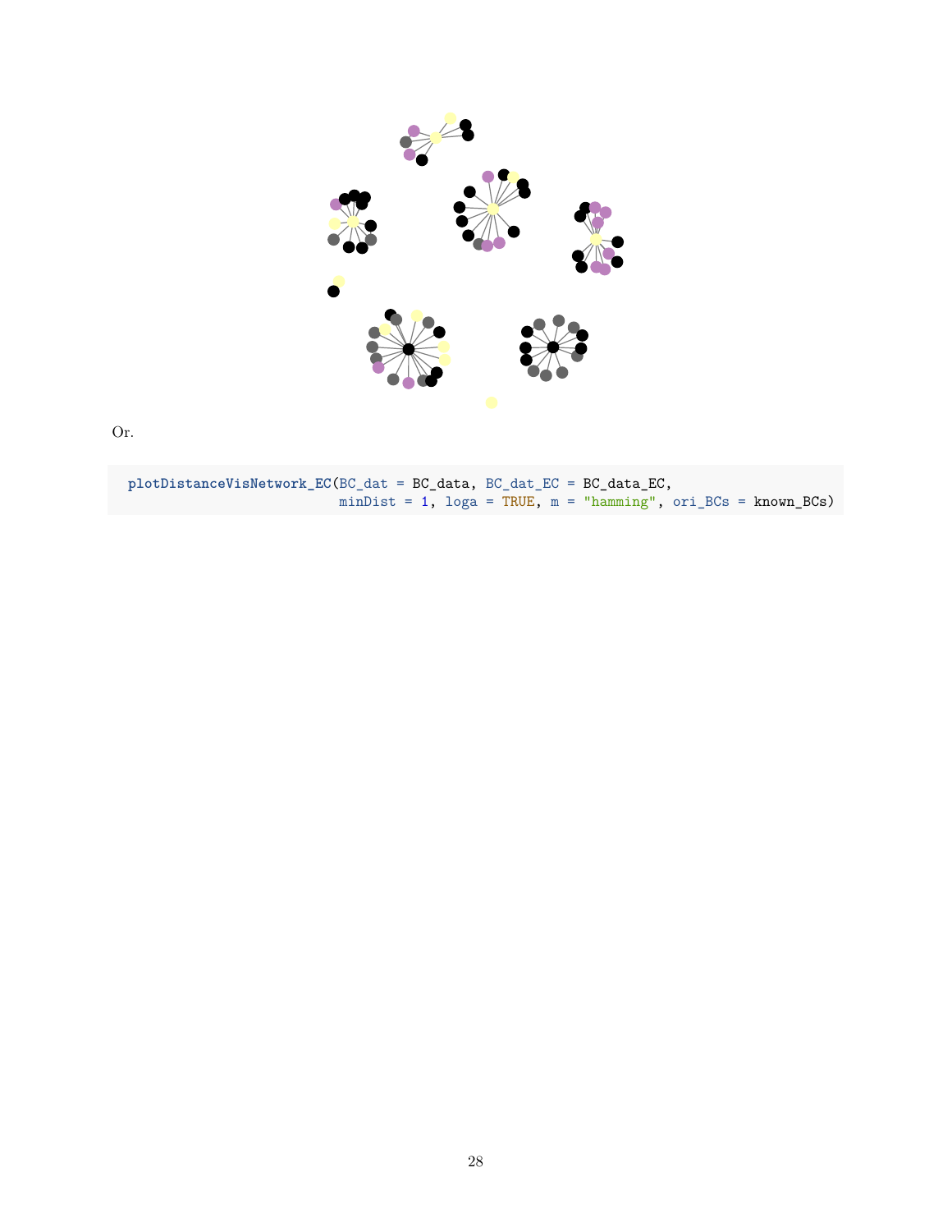Or.

```
plotDistanceVisNetwork_EC(BC_dat = BC_data, BC_dat_EC = BC_data_EC,
                          minDist = 1, loga = TRUE, m = "hamming", ori_BCs = known_BCs)
```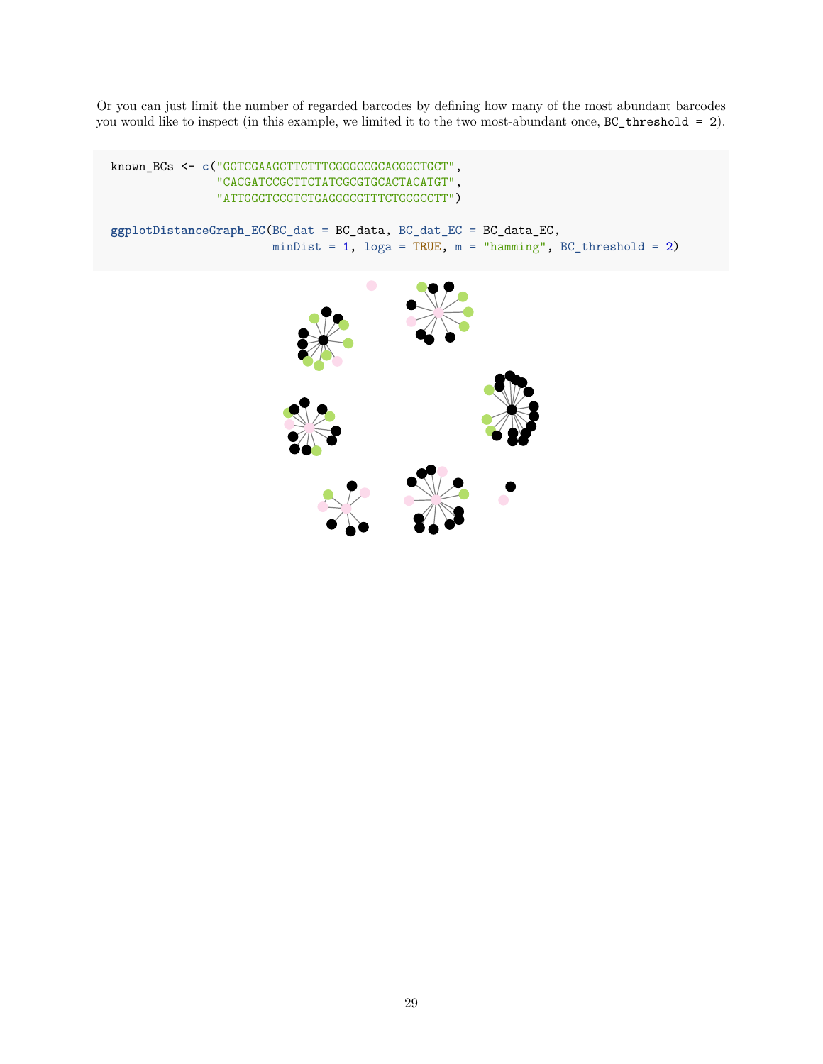Or you can just limit the number of regarded barcodes by defining how many of the most abundant barcodes you would like to inspect (in this example, we limited it to the two most-abundant once, `BC_threshold = 2`).

```
known_BCs <- c("GGTCGAAGCTTCTTTCGGGCCGCACGGCTGCT",
               "CACGATCCGCTTCTATCGCGTGCACTACATGT",
               "ATTGGGTCCGTCTGAGGGCGTTTCTGCGCCTT")

ggplotDistanceGraph_EC(BC_dat = BC_data, BC_dat_EC = BC_data_EC,
                       minDist = 1, loga = TRUE, m = "hamming", BC_threshold = 2)
```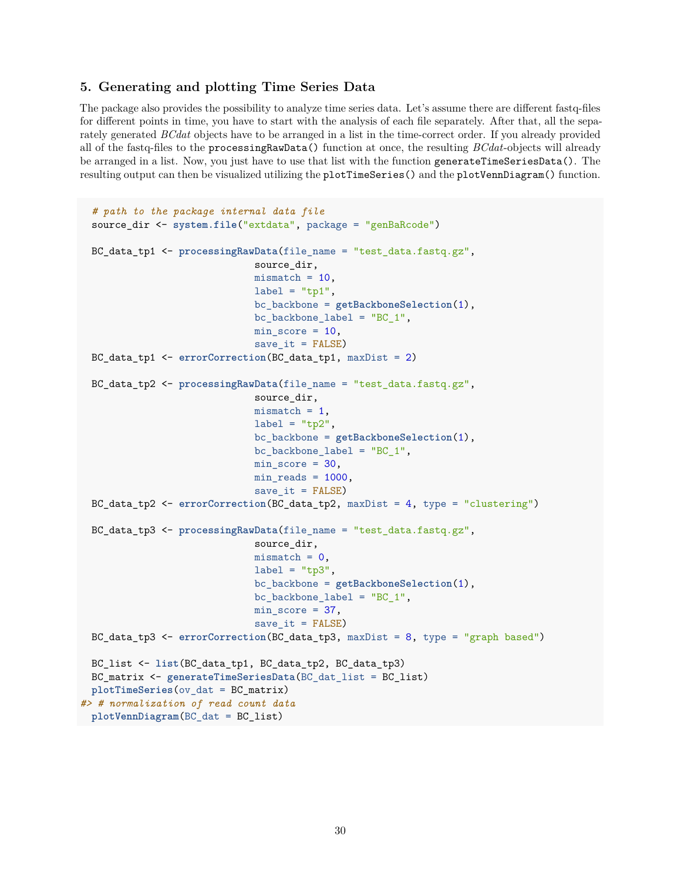### 5. Generating and plotting Time Series Data

The package also provides the possibility to analyze time series data. Let's assume there are different fastq-files for different points in time, you have to start with the analysis of each file separately. After that, all the separately generated *BCdat* objects have to be arranged in a list in the time-correct order. If you already provided all of the fastq-files to the `processingRawData()` function at once, the resulting *BCdat*-objects will already be arranged in a list. Now, you just have to use that list with the function `generateTimeSeriesData()`. The resulting output can then be visualized utilizing the `plotTimeSeries()` and the `plotVennDiagram()` function.

```
# path to the package internal data file
source_dir <- system.file("extdata", package = "genBaRcode")

BC_data_tp1 <- processingRawData(file_name = "test_data.fastq.gz",
                            source_dir,
                            mismatch = 10,
                            label = "tp1",
                            bc_backbone = getBackboneSelection(1),
                            bc_backbone_label = "BC_1",
                            min_score = 10,
                            save_it = FALSE)
BC_data_tp1 <- errorCorrection(BC_data_tp1, maxDist = 2)

BC_data_tp2 <- processingRawData(file_name = "test_data.fastq.gz",
                            source_dir,
                            mismatch = 1,
                            label = "tp2",
                            bc_backbone = getBackboneSelection(1),
                            bc_backbone_label = "BC_1",
                            min_score = 30,
                            min_reads = 1000,
                            save_it = FALSE)
BC_data_tp2 <- errorCorrection(BC_data_tp2, maxDist = 4, type = "clustering")

BC_data_tp3 <- processingRawData(file_name = "test_data.fastq.gz",
                            source_dir,
                            mismatch = 0,
                            label = "tp3",
                            bc_backbone = getBackboneSelection(1),
                            bc_backbone_label = "BC_1",
                            min_score = 37,
                            save_it = FALSE)
BC_data_tp3 <- errorCorrection(BC_data_tp3, maxDist = 8, type = "graph based")

BC_list <- list(BC_data_tp1, BC_data_tp2, BC_data_tp3)
BC_matrix <- generateTimeSeriesData(BC_dat_list = BC_list)
plotTimeSeries(ov_dat = BC_matrix)
#> # normalization of read count data
plotVennDiagram(BC_dat = BC_list)
```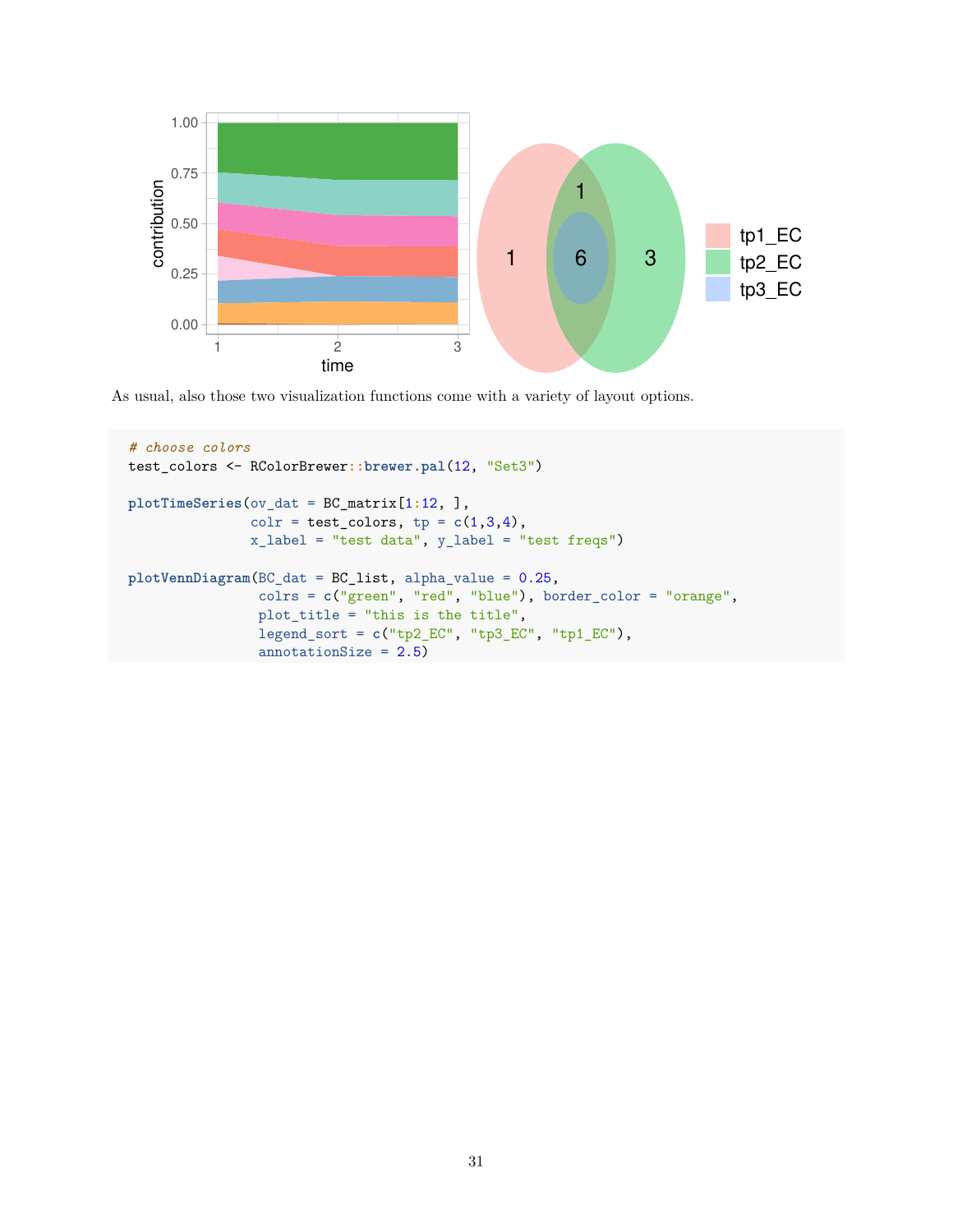As usual, also those two visualization functions come with a variety of layout options.

```
# choose colors
test_colors <- RColorBrewer::brewer.pal(12, "Set3")

plotTimeSeries(ov_dat = BC_matrix[1:12, ],
               colr = test_colors, tp = c(1,3,4),
               x_label = "test data", y_label = "test freqs")

plotVennDiagram(BC_dat = BC_list, alpha_value = 0.25,
                colrs = c("green", "red", "blue"), border_color = "orange",
                plot_title = "this is the title",
                legend_sort = c("tp2_EC", "tp3_EC", "tp1_EC"),
                annotationSize = 2.5)
```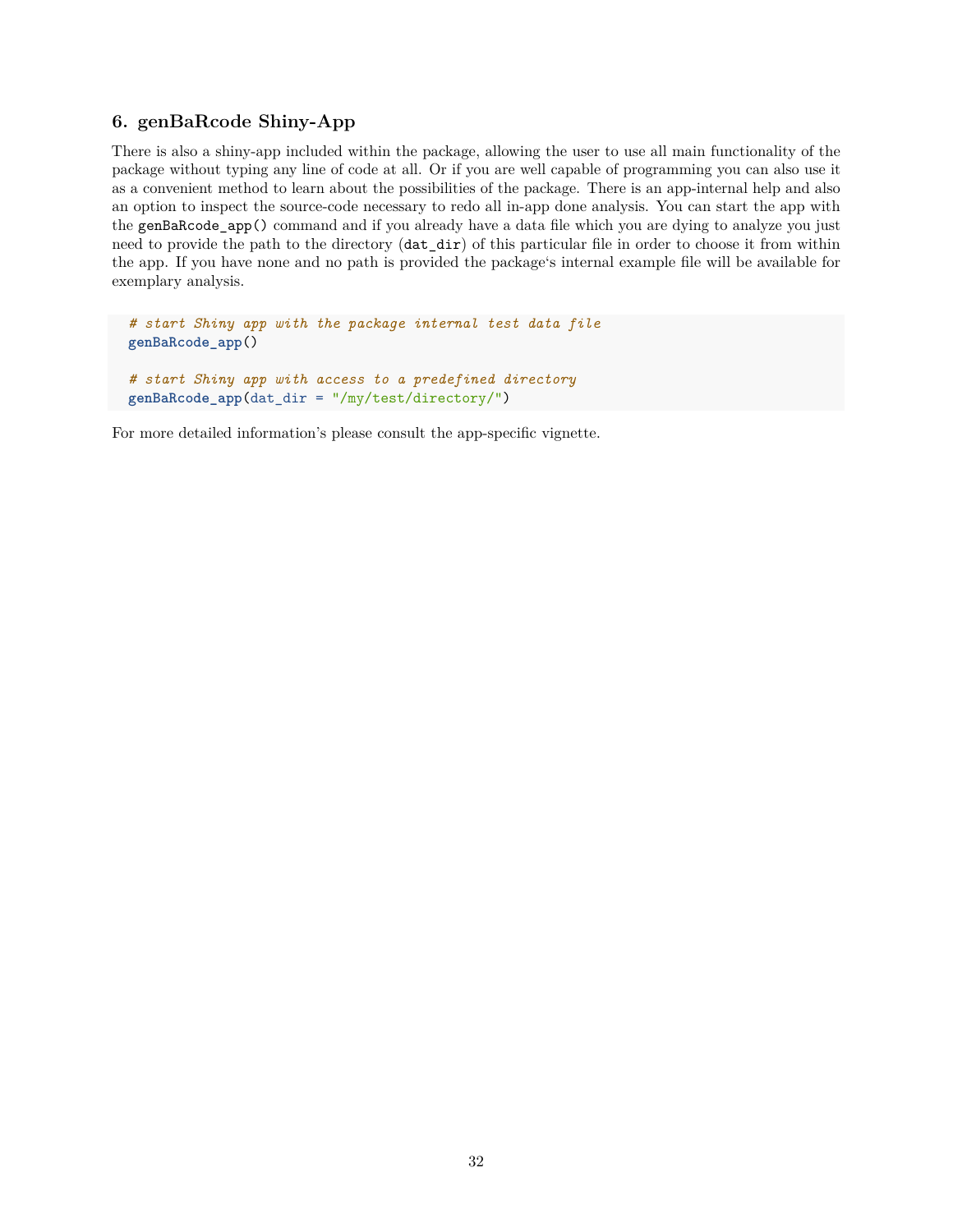## 6. genBaRcode Shiny-App

There is also a shiny-app included within the package, allowing the user to use all main functionality of the package without typing any line of code at all. Or if you are well capable of programming you can also use it as a convenient method to learn about the possibilities of the package. There is an app-internal help and also an option to inspect the source-code necessary to redo all in-app done analysis. You can start the app with the `genBaRcode_app()` command and if you already have a data file which you are dying to analyze you just need to provide the path to the directory (`dat_dir`) of this particular file in order to choose it from within the app. If you have none and no path is provided the package‘s internal example file will be available for exemplary analysis.

```
# start Shiny app with the package internal test data file
genBaRcode_app()

# start Shiny app with access to a predefined directory
genBaRcode_app(dat_dir = "/my/test/directory/")
```

For more detailed information's please consult the app-specific vignette.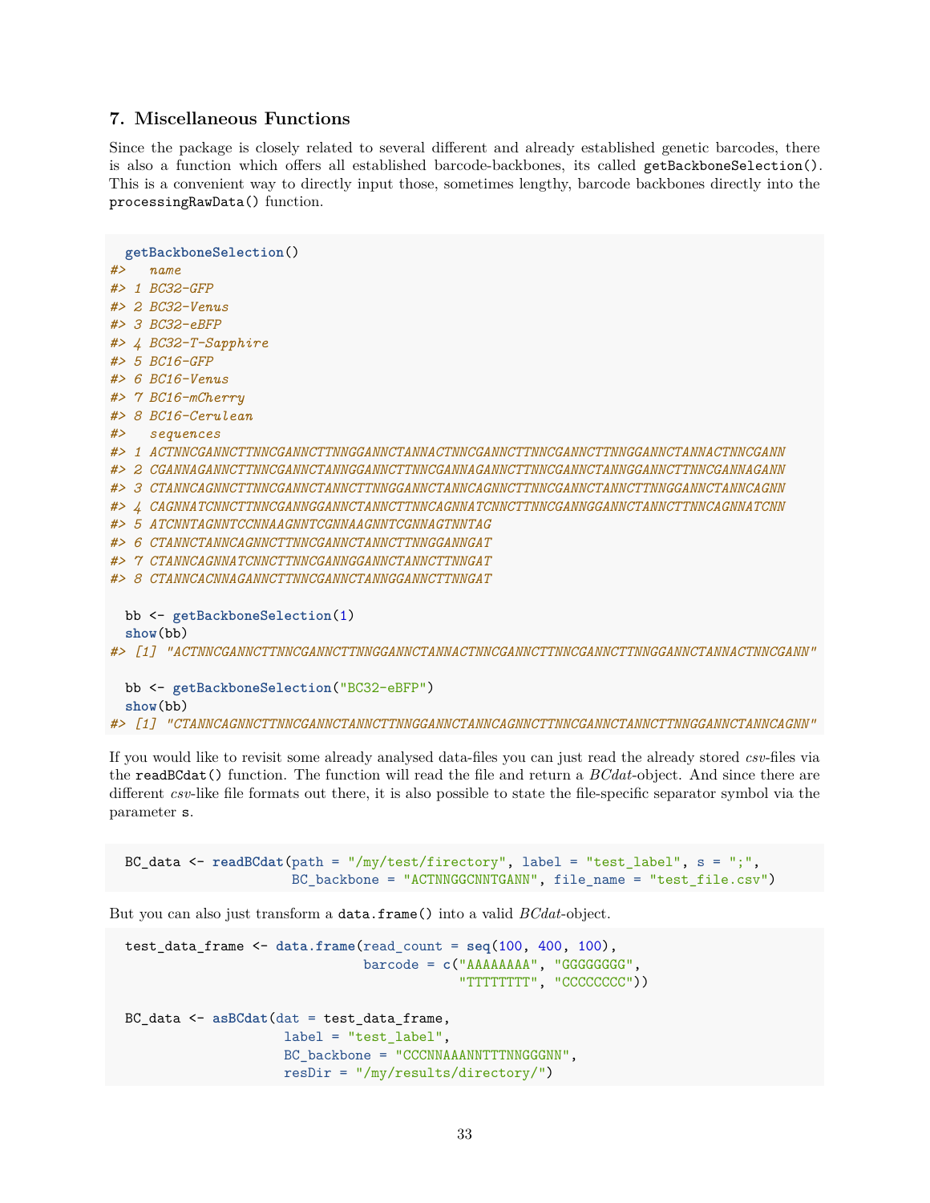## 7. Miscellaneous Functions

Since the package is closely related to several different and already established genetic barcodes, there is also a function which offers all established barcode-backbones, its called `getBackboneSelection()`. This is a convenient way to directly input those, sometimes lengthy, barcode backbones directly into the `processingRawData()` function.

```
  getBackboneSelection()
#>   name
#> 1 BC32-GFP
#> 2 BC32-Venus
#> 3 BC32-eBFP
#> 4 BC32-T-Sapphire
#> 5 BC16-GFP
#> 6 BC16-Venus
#> 7 BC16-mCherry
#> 8 BC16-Cerulean
#>   sequences
#> 1 ACTNNCGANNCTTNNCGANNCTTNNGGANNCTANNACTNNCGANNCTTNNCGANNCTTNNGGANNCTANNACTNNCGANN
#> 2 CGANNAGANNCTTNNCGANNCTANNGGANNCTTNNCGANNAGANNCTTNNCGANNCTANNGGANNCTTNNCGANNAGANN
#> 3 CTANNCAGNNCTTNNCGANNCTANNCTTNNGGANNCTANNCAGNNCTTNNCGANNCTANNCTTNNGGANNCTANNCAGNN
#> 4 CAGNNATCNNCTTNNCGANNGGANNCTANNCTTNNCAGNNATCNNCTTNNCGANNGGANNCTANNCTTNNCAGNNATCNN
#> 5 ATCNNTAGNNTCCNNAAGNNTCGNNAAGNNTCGNNAGTNNTAG
#> 6 CTANNCTANNCAGNNCTTNNCGANNCTANNCTTNNGGANNGAT
#> 7 CTANNCAGNNATCNNCTTNNCGANNGGANNCTANNCTTNNGAT
#> 8 CTANNCACNNAGANNCTTNNCGANNCTANNGGANNCTTNNGAT

  bb <- getBackboneSelection(1)
  show(bb)
#> [1] "ACTNNCGANNCTTNNCGANNCTTNNGGANNCTANNACTNNCGANNCTTNNCGANNCTTNNGGANNCTANNACTNNCGANN"

  bb <- getBackboneSelection("BC32-eBFP")
  show(bb)
#> [1] "CTANNCAGNNCTTNNCGANNCTANNCTTNNGGANNCTANNCAGNNCTTNNCGANNCTANNCTTNNGGANNCTANNCAGNN"
```

If you would like to revisit some already analysed data-files you can just read the already stored *csv*-files via the `readBCdat()` function. The function will read the file and return a *BCdat*-object. And since there are different *csv*-like file formats out there, it is also possible to state the file-specific separator symbol via the parameter `s`.

```
  BC_data <- readBCdat(path = "/my/test/firectory", label = "test_label", s = ";",
                       BC_backbone = "ACTNNGGCNNTGANN", file_name = "test_file.csv")
```

But you can also just transform a `data.frame()` into a valid *BCdat*-object.

```
  test_data_frame <- data.frame(read_count = seq(100, 400, 100),
                                barcode = c("AAAAAAAA", "GGGGGGGG",
                                            "TTTTTTTT", "CCCCCCCC"))

  BC_data <- asBCdat(dat = test_data_frame,
                     label = "test_label",
                     BC_backbone = "CCCNNAAANNTTTNNGGGNN",
                     resDir = "/my/results/directory/")
```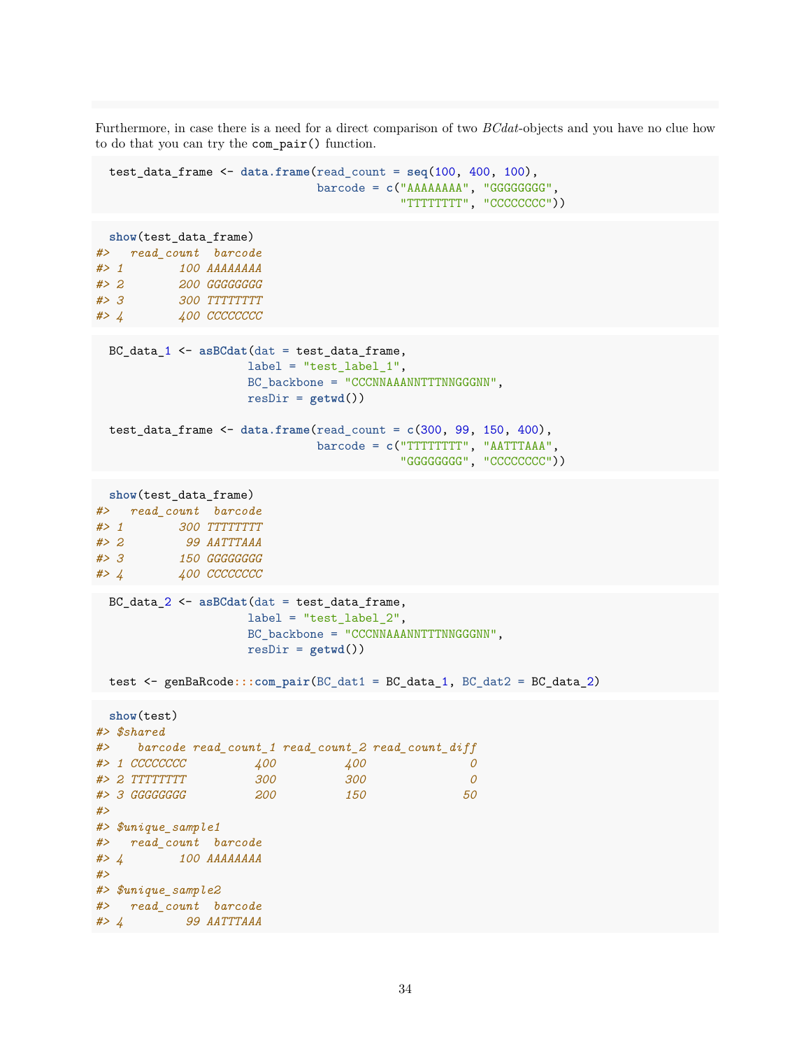Furthermore, in case there is a need for a direct comparison of two *BCdat*-objects and you have no clue how to do that you can try the `com_pair()` function.

```
test_data_frame <- data.frame(read_count = seq(100, 400, 100),
                              barcode = c("AAAAAAAA", "GGGGGGGG",
                                          "TTTTTTTT", "CCCCCCCC"))
```

```
show(test_data_frame)
#>   read_count  barcode
#> 1        100 AAAAAAAA
#> 2        200 GGGGGGGG
#> 3        300 TTTTTTTT
#> 4        400 CCCCCCCC
```

```
BC_data_1 <- asBCdat(dat = test_data_frame,
                     label = "test_label_1",
                     BC_backbone = "CCCNNAAANNTTTNNGGGNN",
                     resDir = getwd())

test_data_frame <- data.frame(read_count = c(300, 99, 150, 400),
                              barcode = c("TTTTTTTT", "AATTTAAA",
                                          "GGGGGGGG", "CCCCCCCC"))
```

```
show(test_data_frame)
#>   read_count  barcode
#> 1        300 TTTTTTTT
#> 2         99 AATTTAAA
#> 3        150 GGGGGGGG
#> 4        400 CCCCCCCC
```

```
BC_data_2 <- asBCdat(dat = test_data_frame,
                     label = "test_label_2",
                     BC_backbone = "CCCNNAAANNTTTNNGGGNN",
                     resDir = getwd())

test <- genBaRcode:::com_pair(BC_dat1 = BC_data_1, BC_dat2 = BC_data_2)
```

```
show(test)
#> $shared
#>    barcode read_count_1 read_count_2 read_count_diff
#> 1 CCCCCCCC          400          400               0
#> 2 TTTTTTTT          300          300               0
#> 3 GGGGGGGG          200          150              50
#>
#> $unique_sample1
#>   read_count  barcode
#> 4        100 AAAAAAAA
#>
#> $unique_sample2
#>   read_count  barcode
#> 4         99 AATTTAAA
```